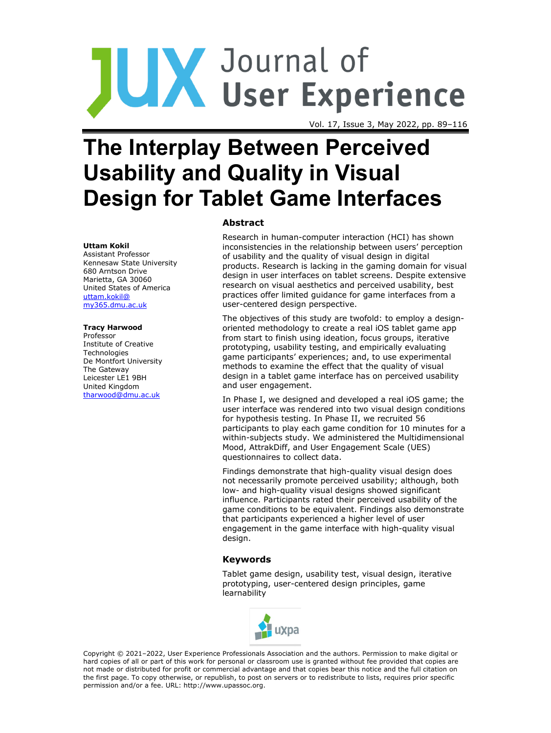# The Interplay Between Perceived Usability and Quality in Visual Design for Tablet Game Interfaces

**Uttam Kokil**
Assistant Professor
Kennesaw State University
680 Arntson Drive
Marietta, GA 30060
United States of America
uttam.kokil@my365.dmu.ac.uk

**Tracy Harwood**
Professor
Institute of Creative Technologies
De Montfort University
The Gateway
Leicester LE1 9BH
United Kingdom
tharwood@dmu.ac.uk

## Abstract

Research in human-computer interaction (HCI) has shown inconsistencies in the relationship between users' perception of usability and the quality of visual design in digital products. Research is lacking in the gaming domain for visual design in user interfaces on tablet screens. Despite extensive research on visual aesthetics and perceived usability, best practices offer limited guidance for game interfaces from a user-centered design perspective.

The objectives of this study are twofold: to employ a design-oriented methodology to create a real iOS tablet game app from start to finish using ideation, focus groups, iterative prototyping, usability testing, and empirically evaluating game participants' experiences; and, to use experimental methods to examine the effect that the quality of visual design in a tablet game interface has on perceived usability and user engagement.

In Phase I, we designed and developed a real iOS game; the user interface was rendered into two visual design conditions for hypothesis testing. In Phase II, we recruited 56 participants to play each game condition for 10 minutes for a within-subjects study. We administered the Multidimensional Mood, AttrakDiff, and User Engagement Scale (UES) questionnaires to collect data.

Findings demonstrate that high-quality visual design does not necessarily promote perceived usability; although, both low- and high-quality visual designs showed significant influence. Participants rated their perceived usability of the game conditions to be equivalent. Findings also demonstrate that participants experienced a higher level of user engagement in the game interface with high-quality visual design.

### Keywords

Tablet game design, usability test, visual design, iterative prototyping, user-centered design principles, game learnability

Copyright © 2021–2022, User Experience Professionals Association and the authors. Permission to make digital or hard copies of all or part of this work for personal or classroom use is granted without fee provided that copies are not made or distributed for profit or commercial advantage and that copies bear this notice and the full citation on the first page. To copy otherwise, or republish, to post on servers or to redistribute to lists, requires prior specific permission and/or a fee. URL: http://www.upassoc.org.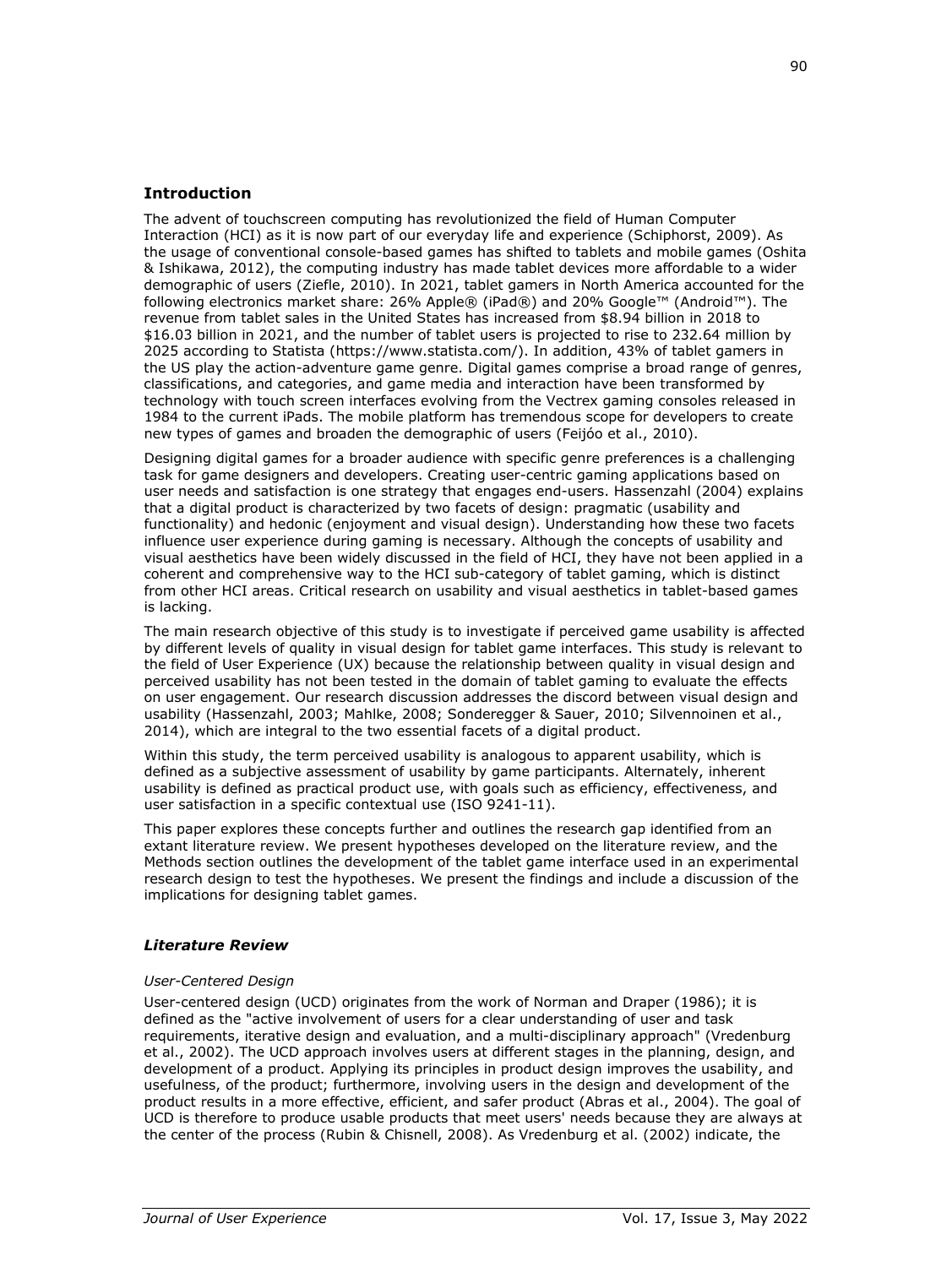## Introduction

The advent of touchscreen computing has revolutionized the field of Human Computer Interaction (HCI) as it is now part of our everyday life and experience (Schiphorst, 2009). As the usage of conventional console-based games has shifted to tablets and mobile games (Oshita & Ishikawa, 2012), the computing industry has made tablet devices more affordable to a wider demographic of users (Ziefle, 2010). In 2021, tablet gamers in North America accounted for the following electronics market share: 26% Apple® (iPad®) and 20% Google™ (Android™). The revenue from tablet sales in the United States has increased from $8.94 billion in 2018 to $16.03 billion in 2021, and the number of tablet users is projected to rise to 232.64 million by 2025 according to Statista (https://www.statista.com/). In addition, 43% of tablet gamers in the US play the action-adventure game genre. Digital games comprise a broad range of genres, classifications, and categories, and game media and interaction have been transformed by technology with touch screen interfaces evolving from the Vectrex gaming consoles released in 1984 to the current iPads. The mobile platform has tremendous scope for developers to create new types of games and broaden the demographic of users (Feijóo et al., 2010).

Designing digital games for a broader audience with specific genre preferences is a challenging task for game designers and developers. Creating user-centric gaming applications based on user needs and satisfaction is one strategy that engages end-users. Hassenzahl (2004) explains that a digital product is characterized by two facets of design: pragmatic (usability and functionality) and hedonic (enjoyment and visual design). Understanding how these two facets influence user experience during gaming is necessary. Although the concepts of usability and visual aesthetics have been widely discussed in the field of HCI, they have not been applied in a coherent and comprehensive way to the HCI sub-category of tablet gaming, which is distinct from other HCI areas. Critical research on usability and visual aesthetics in tablet-based games is lacking.

The main research objective of this study is to investigate if perceived game usability is affected by different levels of quality in visual design for tablet game interfaces. This study is relevant to the field of User Experience (UX) because the relationship between quality in visual design and perceived usability has not been tested in the domain of tablet gaming to evaluate the effects on user engagement. Our research discussion addresses the discord between visual design and usability (Hassenzahl, 2003; Mahlke, 2008; Sonderegger & Sauer, 2010; Silvennoinen et al., 2014), which are integral to the two essential facets of a digital product.

Within this study, the term perceived usability is analogous to apparent usability, which is defined as a subjective assessment of usability by game participants. Alternately, inherent usability is defined as practical product use, with goals such as efficiency, effectiveness, and user satisfaction in a specific contextual use (ISO 9241-11).

This paper explores these concepts further and outlines the research gap identified from an extant literature review. We present hypotheses developed on the literature review, and the Methods section outlines the development of the tablet game interface used in an experimental research design to test the hypotheses. We present the findings and include a discussion of the implications for designing tablet games.

### *Literature Review*

#### *User-Centered Design*

User-centered design (UCD) originates from the work of Norman and Draper (1986); it is defined as the "active involvement of users for a clear understanding of user and task requirements, iterative design and evaluation, and a multi-disciplinary approach" (Vredenburg et al., 2002). The UCD approach involves users at different stages in the planning, design, and development of a product. Applying its principles in product design improves the usability, and usefulness, of the product; furthermore, involving users in the design and development of the product results in a more effective, efficient, and safer product (Abras et al., 2004). The goal of UCD is therefore to produce usable products that meet users' needs because they are always at the center of the process (Rubin & Chisnell, 2008). As Vredenburg et al. (2002) indicate, the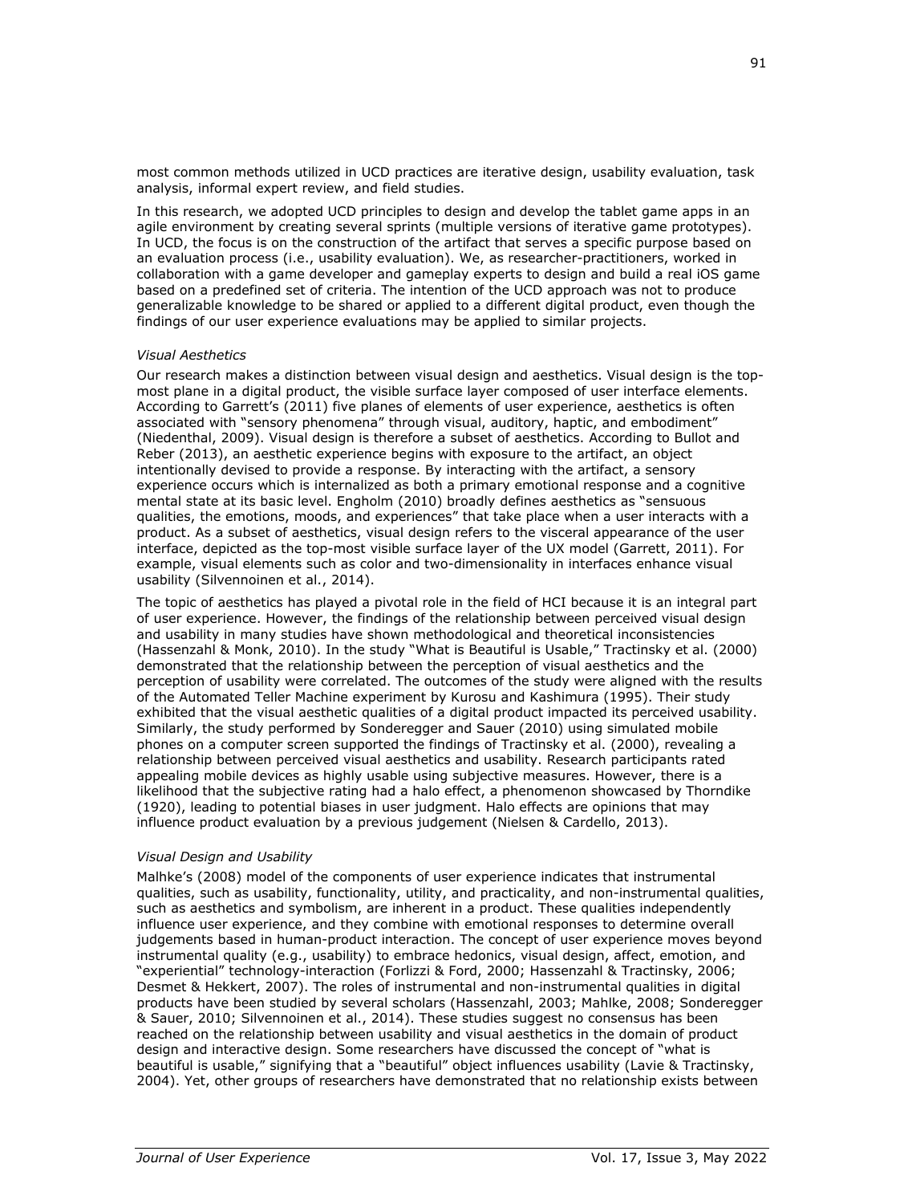most common methods utilized in UCD practices are iterative design, usability evaluation, task analysis, informal expert review, and field studies.

In this research, we adopted UCD principles to design and develop the tablet game apps in an agile environment by creating several sprints (multiple versions of iterative game prototypes). In UCD, the focus is on the construction of the artifact that serves a specific purpose based on an evaluation process (i.e., usability evaluation). We, as researcher-practitioners, worked in collaboration with a game developer and gameplay experts to design and build a real iOS game based on a predefined set of criteria. The intention of the UCD approach was not to produce generalizable knowledge to be shared or applied to a different digital product, even though the findings of our user experience evaluations may be applied to similar projects.

### *Visual Aesthetics*

Our research makes a distinction between visual design and aesthetics. Visual design is the top-most plane in a digital product, the visible surface layer composed of user interface elements. According to Garrett's (2011) five planes of elements of user experience, aesthetics is often associated with "sensory phenomena" through visual, auditory, haptic, and embodiment" (Niedenthal, 2009). Visual design is therefore a subset of aesthetics. According to Bullot and Reber (2013), an aesthetic experience begins with exposure to the artifact, an object intentionally devised to provide a response. By interacting with the artifact, a sensory experience occurs which is internalized as both a primary emotional response and a cognitive mental state at its basic level. Engholm (2010) broadly defines aesthetics as "sensuous qualities, the emotions, moods, and experiences" that take place when a user interacts with a product. As a subset of aesthetics, visual design refers to the visceral appearance of the user interface, depicted as the top-most visible surface layer of the UX model (Garrett, 2011). For example, visual elements such as color and two-dimensionality in interfaces enhance visual usability (Silvennoinen et al., 2014).

The topic of aesthetics has played a pivotal role in the field of HCI because it is an integral part of user experience. However, the findings of the relationship between perceived visual design and usability in many studies have shown methodological and theoretical inconsistencies (Hassenzahl & Monk, 2010). In the study "What is Beautiful is Usable," Tractinsky et al. (2000) demonstrated that the relationship between the perception of visual aesthetics and the perception of usability were correlated. The outcomes of the study were aligned with the results of the Automated Teller Machine experiment by Kurosu and Kashimura (1995). Their study exhibited that the visual aesthetic qualities of a digital product impacted its perceived usability. Similarly, the study performed by Sonderegger and Sauer (2010) using simulated mobile phones on a computer screen supported the findings of Tractinsky et al. (2000), revealing a relationship between perceived visual aesthetics and usability. Research participants rated appealing mobile devices as highly usable using subjective measures. However, there is a likelihood that the subjective rating had a halo effect, a phenomenon showcased by Thorndike (1920), leading to potential biases in user judgment. Halo effects are opinions that may influence product evaluation by a previous judgement (Nielsen & Cardello, 2013).

### *Visual Design and Usability*

Malhke's (2008) model of the components of user experience indicates that instrumental qualities, such as usability, functionality, utility, and practicality, and non-instrumental qualities, such as aesthetics and symbolism, are inherent in a product. These qualities independently influence user experience, and they combine with emotional responses to determine overall judgements based in human-product interaction. The concept of user experience moves beyond instrumental quality (e.g., usability) to embrace hedonics, visual design, affect, emotion, and "experiential" technology-interaction (Forlizzi & Ford, 2000; Hassenzahl & Tractinsky, 2006; Desmet & Hekkert, 2007). The roles of instrumental and non-instrumental qualities in digital products have been studied by several scholars (Hassenzahl, 2003; Mahlke, 2008; Sonderegger & Sauer, 2010; Silvennoinen et al., 2014). These studies suggest no consensus has been reached on the relationship between usability and visual aesthetics in the domain of product design and interactive design. Some researchers have discussed the concept of "what is beautiful is usable," signifying that a "beautiful" object influences usability (Lavie & Tractinsky, 2004). Yet, other groups of researchers have demonstrated that no relationship exists between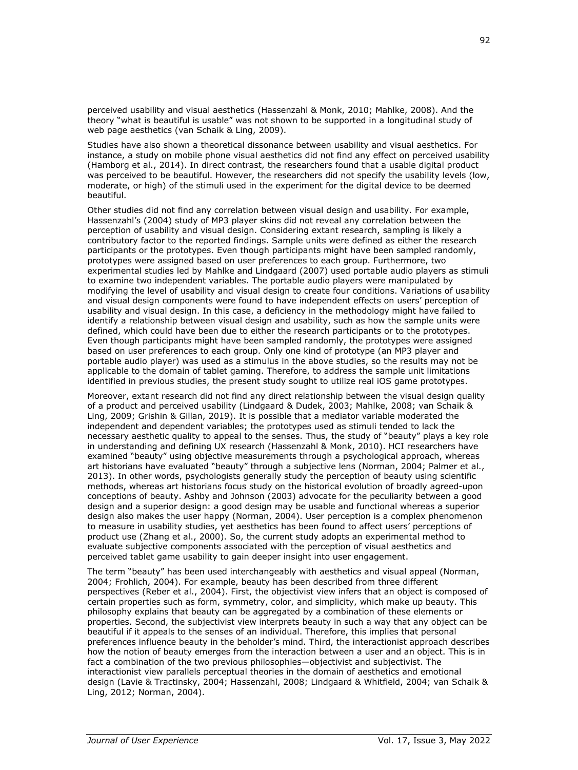perceived usability and visual aesthetics (Hassenzahl & Monk, 2010; Mahlke, 2008). And the theory "what is beautiful is usable" was not shown to be supported in a longitudinal study of web page aesthetics (van Schaik & Ling, 2009).

Studies have also shown a theoretical dissonance between usability and visual aesthetics. For instance, a study on mobile phone visual aesthetics did not find any effect on perceived usability (Hamborg et al., 2014). In direct contrast, the researchers found that a usable digital product was perceived to be beautiful. However, the researchers did not specify the usability levels (low, moderate, or high) of the stimuli used in the experiment for the digital device to be deemed beautiful.

Other studies did not find any correlation between visual design and usability. For example, Hassenzahl's (2004) study of MP3 player skins did not reveal any correlation between the perception of usability and visual design. Considering extant research, sampling is likely a contributory factor to the reported findings. Sample units were defined as either the research participants or the prototypes. Even though participants might have been sampled randomly, prototypes were assigned based on user preferences to each group. Furthermore, two experimental studies led by Mahlke and Lindgaard (2007) used portable audio players as stimuli to examine two independent variables. The portable audio players were manipulated by modifying the level of usability and visual design to create four conditions. Variations of usability and visual design components were found to have independent effects on users' perception of usability and visual design. In this case, a deficiency in the methodology might have failed to identify a relationship between visual design and usability, such as how the sample units were defined, which could have been due to either the research participants or to the prototypes. Even though participants might have been sampled randomly, the prototypes were assigned based on user preferences to each group. Only one kind of prototype (an MP3 player and portable audio player) was used as a stimulus in the above studies, so the results may not be applicable to the domain of tablet gaming. Therefore, to address the sample unit limitations identified in previous studies, the present study sought to utilize real iOS game prototypes.

Moreover, extant research did not find any direct relationship between the visual design quality of a product and perceived usability (Lindgaard & Dudek, 2003; Mahlke, 2008; van Schaik & Ling, 2009; Grishin & Gillan, 2019). It is possible that a mediator variable moderated the independent and dependent variables; the prototypes used as stimuli tended to lack the necessary aesthetic quality to appeal to the senses. Thus, the study of "beauty" plays a key role in understanding and defining UX research (Hassenzahl & Monk, 2010). HCI researchers have examined "beauty" using objective measurements through a psychological approach, whereas art historians have evaluated "beauty" through a subjective lens (Norman, 2004; Palmer et al., 2013). In other words, psychologists generally study the perception of beauty using scientific methods, whereas art historians focus study on the historical evolution of broadly agreed-upon conceptions of beauty. Ashby and Johnson (2003) advocate for the peculiarity between a good design and a superior design: a good design may be usable and functional whereas a superior design also makes the user happy (Norman, 2004). User perception is a complex phenomenon to measure in usability studies, yet aesthetics has been found to affect users' perceptions of product use (Zhang et al., 2000). So, the current study adopts an experimental method to evaluate subjective components associated with the perception of visual aesthetics and perceived tablet game usability to gain deeper insight into user engagement.

The term "beauty" has been used interchangeably with aesthetics and visual appeal (Norman, 2004; Frohlich, 2004). For example, beauty has been described from three different perspectives (Reber et al., 2004). First, the objectivist view infers that an object is composed of certain properties such as form, symmetry, color, and simplicity, which make up beauty. This philosophy explains that beauty can be aggregated by a combination of these elements or properties. Second, the subjectivist view interprets beauty in such a way that any object can be beautiful if it appeals to the senses of an individual. Therefore, this implies that personal preferences influence beauty in the beholder's mind. Third, the interactionist approach describes how the notion of beauty emerges from the interaction between a user and an object. This is in fact a combination of the two previous philosophies—objectivist and subjectivist. The interactionist view parallels perceptual theories in the domain of aesthetics and emotional design (Lavie & Tractinsky, 2004; Hassenzahl, 2008; Lindgaard & Whitfield, 2004; van Schaik & Ling, 2012; Norman, 2004).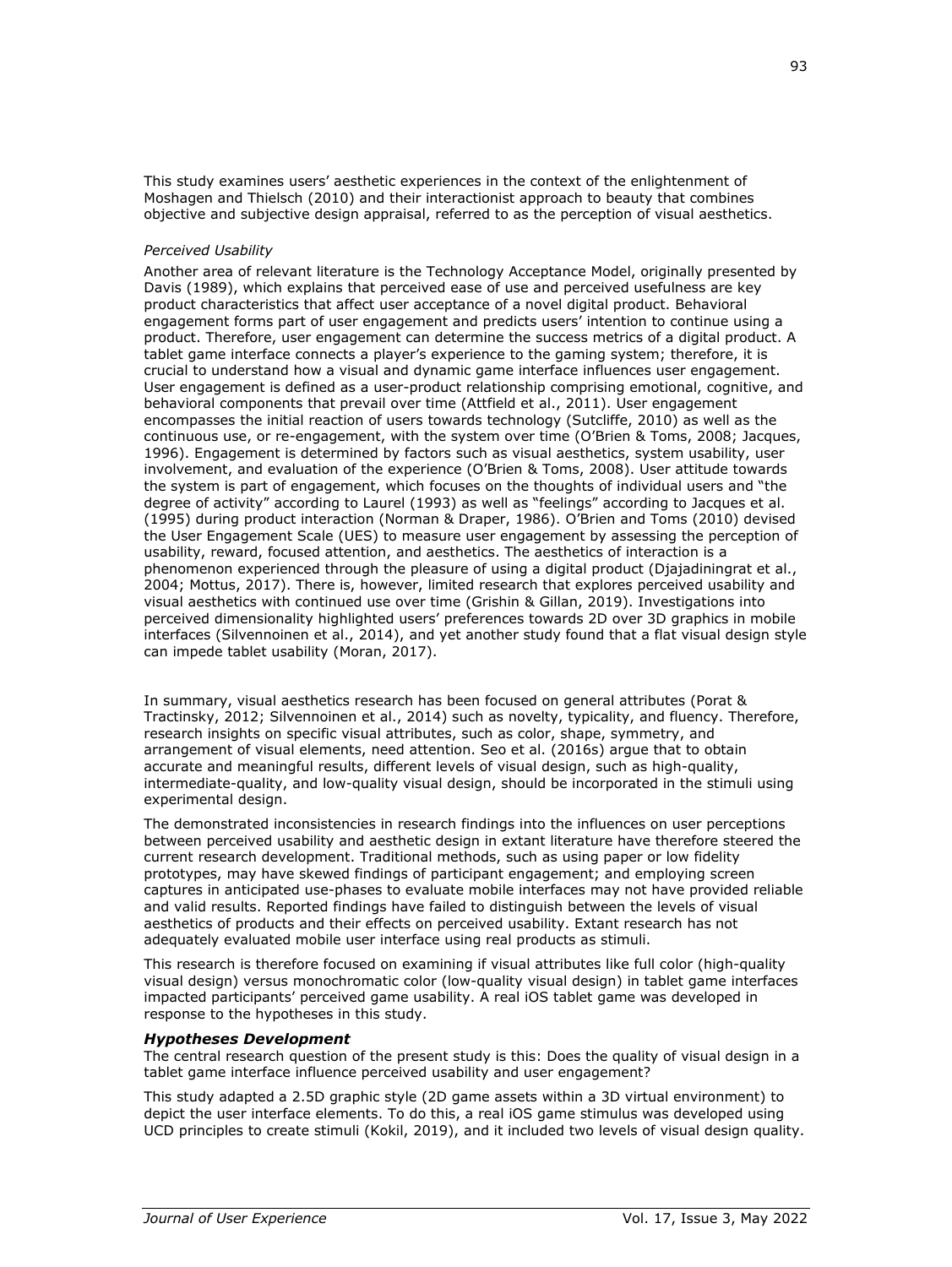This study examines users' aesthetic experiences in the context of the enlightenment of Moshagen and Thielsch (2010) and their interactionist approach to beauty that combines objective and subjective design appraisal, referred to as the perception of visual aesthetics.

*Perceived Usability*

Another area of relevant literature is the Technology Acceptance Model, originally presented by Davis (1989), which explains that perceived ease of use and perceived usefulness are key product characteristics that affect user acceptance of a novel digital product. Behavioral engagement forms part of user engagement and predicts users' intention to continue using a product. Therefore, user engagement can determine the success metrics of a digital product. A tablet game interface connects a player's experience to the gaming system; therefore, it is crucial to understand how a visual and dynamic game interface influences user engagement. User engagement is defined as a user-product relationship comprising emotional, cognitive, and behavioral components that prevail over time (Attfield et al., 2011). User engagement encompasses the initial reaction of users towards technology (Sutcliffe, 2010) as well as the continuous use, or re-engagement, with the system over time (O'Brien & Toms, 2008; Jacques, 1996). Engagement is determined by factors such as visual aesthetics, system usability, user involvement, and evaluation of the experience (O'Brien & Toms, 2008). User attitude towards the system is part of engagement, which focuses on the thoughts of individual users and "the degree of activity" according to Laurel (1993) as well as "feelings" according to Jacques et al. (1995) during product interaction (Norman & Draper, 1986). O'Brien and Toms (2010) devised the User Engagement Scale (UES) to measure user engagement by assessing the perception of usability, reward, focused attention, and aesthetics. The aesthetics of interaction is a phenomenon experienced through the pleasure of using a digital product (Djajadiningrat et al., 2004; Mottus, 2017). There is, however, limited research that explores perceived usability and visual aesthetics with continued use over time (Grishin & Gillan, 2019). Investigations into perceived dimensionality highlighted users' preferences towards 2D over 3D graphics in mobile interfaces (Silvennoinen et al., 2014), and yet another study found that a flat visual design style can impede tablet usability (Moran, 2017).

In summary, visual aesthetics research has been focused on general attributes (Porat & Tractinsky, 2012; Silvennoinen et al., 2014) such as novelty, typicality, and fluency. Therefore, research insights on specific visual attributes, such as color, shape, symmetry, and arrangement of visual elements, need attention. Seo et al. (2016s) argue that to obtain accurate and meaningful results, different levels of visual design, such as high-quality, intermediate-quality, and low-quality visual design, should be incorporated in the stimuli using experimental design.

The demonstrated inconsistencies in research findings into the influences on user perceptions between perceived usability and aesthetic design in extant literature have therefore steered the current research development. Traditional methods, such as using paper or low fidelity prototypes, may have skewed findings of participant engagement; and employing screen captures in anticipated use-phases to evaluate mobile interfaces may not have provided reliable and valid results. Reported findings have failed to distinguish between the levels of visual aesthetics of products and their effects on perceived usability. Extant research has not adequately evaluated mobile user interface using real products as stimuli.

This research is therefore focused on examining if visual attributes like full color (high-quality visual design) versus monochromatic color (low-quality visual design) in tablet game interfaces impacted participants' perceived game usability. A real iOS tablet game was developed in response to the hypotheses in this study.

### *Hypotheses Development*

The central research question of the present study is this: Does the quality of visual design in a tablet game interface influence perceived usability and user engagement?

This study adapted a 2.5D graphic style (2D game assets within a 3D virtual environment) to depict the user interface elements. To do this, a real iOS game stimulus was developed using UCD principles to create stimuli (Kokil, 2019), and it included two levels of visual design quality.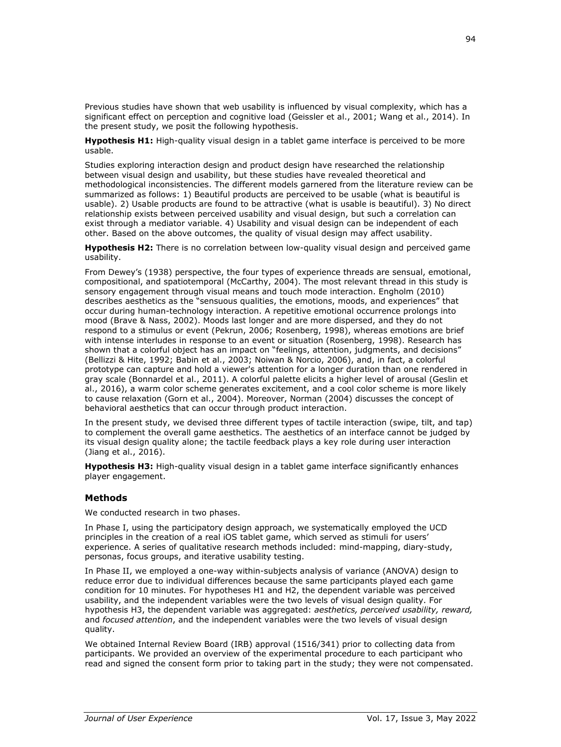Previous studies have shown that web usability is influenced by visual complexity, which has a significant effect on perception and cognitive load (Geissler et al., 2001; Wang et al., 2014). In the present study, we posit the following hypothesis.

**Hypothesis H1:** High-quality visual design in a tablet game interface is perceived to be more usable.

Studies exploring interaction design and product design have researched the relationship between visual design and usability, but these studies have revealed theoretical and methodological inconsistencies. The different models garnered from the literature review can be summarized as follows: 1) Beautiful products are perceived to be usable (what is beautiful is usable). 2) Usable products are found to be attractive (what is usable is beautiful). 3) No direct relationship exists between perceived usability and visual design, but such a correlation can exist through a mediator variable. 4) Usability and visual design can be independent of each other. Based on the above outcomes, the quality of visual design may affect usability.

**Hypothesis H2:** There is no correlation between low-quality visual design and perceived game usability.

From Dewey's (1938) perspective, the four types of experience threads are sensual, emotional, compositional, and spatiotemporal (McCarthy, 2004). The most relevant thread in this study is sensory engagement through visual means and touch mode interaction. Engholm (2010) describes aesthetics as the "sensuous qualities, the emotions, moods, and experiences" that occur during human-technology interaction. A repetitive emotional occurrence prolongs into mood (Brave & Nass, 2002). Moods last longer and are more dispersed, and they do not respond to a stimulus or event (Pekrun, 2006; Rosenberg, 1998), whereas emotions are brief with intense interludes in response to an event or situation (Rosenberg, 1998). Research has shown that a colorful object has an impact on "feelings, attention, judgments, and decisions" (Bellizzi & Hite, 1992; Babin et al., 2003; Noiwan & Norcio, 2006), and, in fact, a colorful prototype can capture and hold a viewer's attention for a longer duration than one rendered in gray scale (Bonnardel et al., 2011). A colorful palette elicits a higher level of arousal (Geslin et al., 2016), a warm color scheme generates excitement, and a cool color scheme is more likely to cause relaxation (Gorn et al., 2004). Moreover, Norman (2004) discusses the concept of behavioral aesthetics that can occur through product interaction.

In the present study, we devised three different types of tactile interaction (swipe, tilt, and tap) to complement the overall game aesthetics. The aesthetics of an interface cannot be judged by its visual design quality alone; the tactile feedback plays a key role during user interaction (Jiang et al., 2016).

**Hypothesis H3:** High-quality visual design in a tablet game interface significantly enhances player engagement.

## Methods

We conducted research in two phases.

In Phase I, using the participatory design approach, we systematically employed the UCD principles in the creation of a real iOS tablet game, which served as stimuli for users' experience. A series of qualitative research methods included: mind-mapping, diary-study, personas, focus groups, and iterative usability testing.

In Phase II, we employed a one-way within-subjects analysis of variance (ANOVA) design to reduce error due to individual differences because the same participants played each game condition for 10 minutes. For hypotheses H1 and H2, the dependent variable was perceived usability, and the independent variables were the two levels of visual design quality. For hypothesis H3, the dependent variable was aggregated: *aesthetics, perceived usability, reward,* and *focused attention*, and the independent variables were the two levels of visual design quality.

We obtained Internal Review Board (IRB) approval (1516/341) prior to collecting data from participants. We provided an overview of the experimental procedure to each participant who read and signed the consent form prior to taking part in the study; they were not compensated.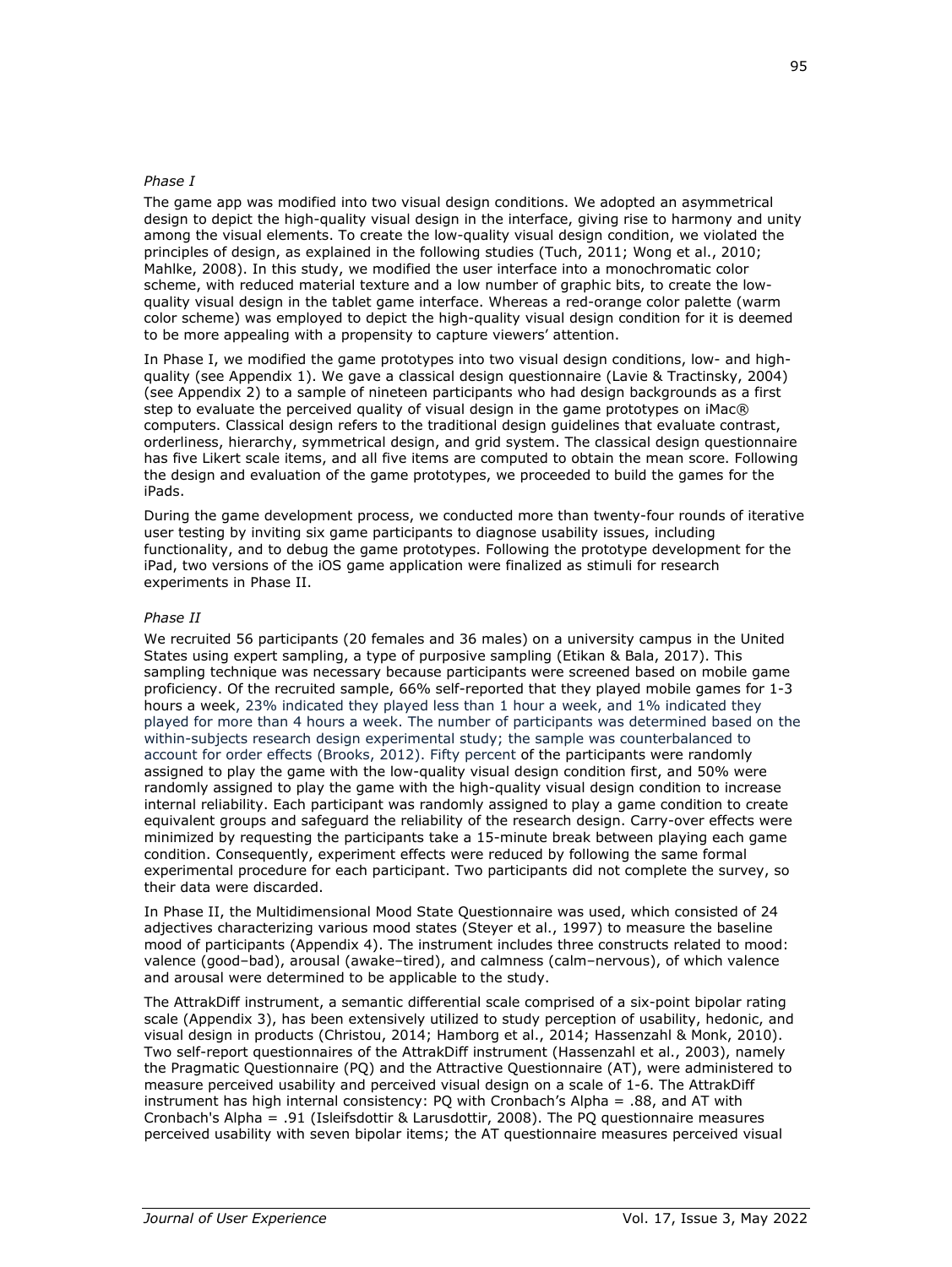*Phase I*

The game app was modified into two visual design conditions. We adopted an asymmetrical design to depict the high-quality visual design in the interface, giving rise to harmony and unity among the visual elements. To create the low-quality visual design condition, we violated the principles of design, as explained in the following studies (Tuch, 2011; Wong et al., 2010; Mahlke, 2008). In this study, we modified the user interface into a monochromatic color scheme, with reduced material texture and a low number of graphic bits, to create the low-quality visual design in the tablet game interface. Whereas a red-orange color palette (warm color scheme) was employed to depict the high-quality visual design condition for it is deemed to be more appealing with a propensity to capture viewers' attention.

In Phase I, we modified the game prototypes into two visual design conditions, low- and high-quality (see Appendix 1). We gave a classical design questionnaire (Lavie & Tractinsky, 2004) (see Appendix 2) to a sample of nineteen participants who had design backgrounds as a first step to evaluate the perceived quality of visual design in the game prototypes on iMac® computers. Classical design refers to the traditional design guidelines that evaluate contrast, orderliness, hierarchy, symmetrical design, and grid system. The classical design questionnaire has five Likert scale items, and all five items are computed to obtain the mean score. Following the design and evaluation of the game prototypes, we proceeded to build the games for the iPads.

During the game development process, we conducted more than twenty-four rounds of iterative user testing by inviting six game participants to diagnose usability issues, including functionality, and to debug the game prototypes. Following the prototype development for the iPad, two versions of the iOS game application were finalized as stimuli for research experiments in Phase II.

*Phase II*

We recruited 56 participants (20 females and 36 males) on a university campus in the United States using expert sampling, a type of purposive sampling (Etikan & Bala, 2017). This sampling technique was necessary because participants were screened based on mobile game proficiency. Of the recruited sample, 66% self-reported that they played mobile games for 1-3 hours a week, 23% indicated they played less than 1 hour a week, and 1% indicated they played for more than 4 hours a week. The number of participants was determined based on the within-subjects research design experimental study; the sample was counterbalanced to account for order effects (Brooks, 2012). Fifty percent of the participants were randomly assigned to play the game with the low-quality visual design condition first, and 50% were randomly assigned to play the game with the high-quality visual design condition to increase internal reliability. Each participant was randomly assigned to play a game condition to create equivalent groups and safeguard the reliability of the research design. Carry-over effects were minimized by requesting the participants take a 15-minute break between playing each game condition. Consequently, experiment effects were reduced by following the same formal experimental procedure for each participant. Two participants did not complete the survey, so their data were discarded.

In Phase II, the Multidimensional Mood State Questionnaire was used, which consisted of 24 adjectives characterizing various mood states (Steyer et al., 1997) to measure the baseline mood of participants (Appendix 4). The instrument includes three constructs related to mood: valence (good–bad), arousal (awake–tired), and calmness (calm–nervous), of which valence and arousal were determined to be applicable to the study.

The AttrakDiff instrument, a semantic differential scale comprised of a six-point bipolar rating scale (Appendix 3), has been extensively utilized to study perception of usability, hedonic, and visual design in products (Christou, 2014; Hamborg et al., 2014; Hassenzahl & Monk, 2010). Two self-report questionnaires of the AttrakDiff instrument (Hassenzahl et al., 2003), namely the Pragmatic Questionnaire (PQ) and the Attractive Questionnaire (AT), were administered to measure perceived usability and perceived visual design on a scale of 1-6. The AttrakDiff instrument has high internal consistency: PQ with Cronbach's Alpha = .88, and AT with Cronbach's Alpha = .91 (Isleifsdottir & Larusdottir, 2008). The PQ questionnaire measures perceived usability with seven bipolar items; the AT questionnaire measures perceived visual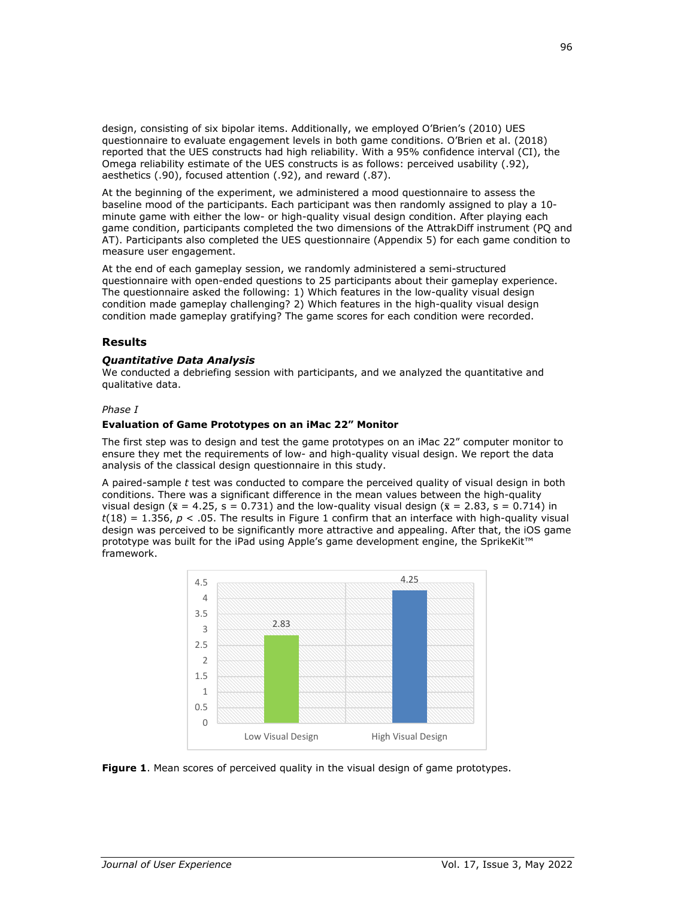design, consisting of six bipolar items. Additionally, we employed O'Brien's (2010) UES questionnaire to evaluate engagement levels in both game conditions. O'Brien et al. (2018) reported that the UES constructs had high reliability. With a 95% confidence interval (CI), the Omega reliability estimate of the UES constructs is as follows: perceived usability (.92), aesthetics (.90), focused attention (.92), and reward (.87).

At the beginning of the experiment, we administered a mood questionnaire to assess the baseline mood of the participants. Each participant was then randomly assigned to play a 10-minute game with either the low- or high-quality visual design condition. After playing each game condition, participants completed the two dimensions of the AttrakDiff instrument (PQ and AT). Participants also completed the UES questionnaire (Appendix 5) for each game condition to measure user engagement.

At the end of each gameplay session, we randomly administered a semi-structured questionnaire with open-ended questions to 25 participants about their gameplay experience. The questionnaire asked the following: 1) Which features in the low-quality visual design condition made gameplay challenging? 2) Which features in the high-quality visual design condition made gameplay gratifying? The game scores for each condition were recorded.

## Results

### *Quantitative Data Analysis*

We conducted a debriefing session with participants, and we analyzed the quantitative and qualitative data.

*Phase I*

**Evaluation of Game Prototypes on an iMac 22" Monitor**

The first step was to design and test the game prototypes on an iMac 22" computer monitor to ensure they met the requirements of low- and high-quality visual design. We report the data analysis of the classical design questionnaire in this study.

A paired-sample *t* test was conducted to compare the perceived quality of visual design in both conditions. There was a significant difference in the mean values between the high-quality visual design ($\bar{x}$ = 4.25, s = 0.731) and the low-quality visual design ($\bar{x}$ = 2.83, s = 0.714) in $t(18) = 1.356$, $p < .05$. The results in Figure 1 confirm that an interface with high-quality visual design was perceived to be significantly more attractive and appealing. After that, the iOS game prototype was built for the iPad using Apple's game development engine, the SprikeKit™ framework.

| | Low Visual Design | High Visual Design |
|---|---|---|
| Mean score | 2.83 | 4.25 |

**Figure 1**. Mean scores of perceived quality in the visual design of game prototypes.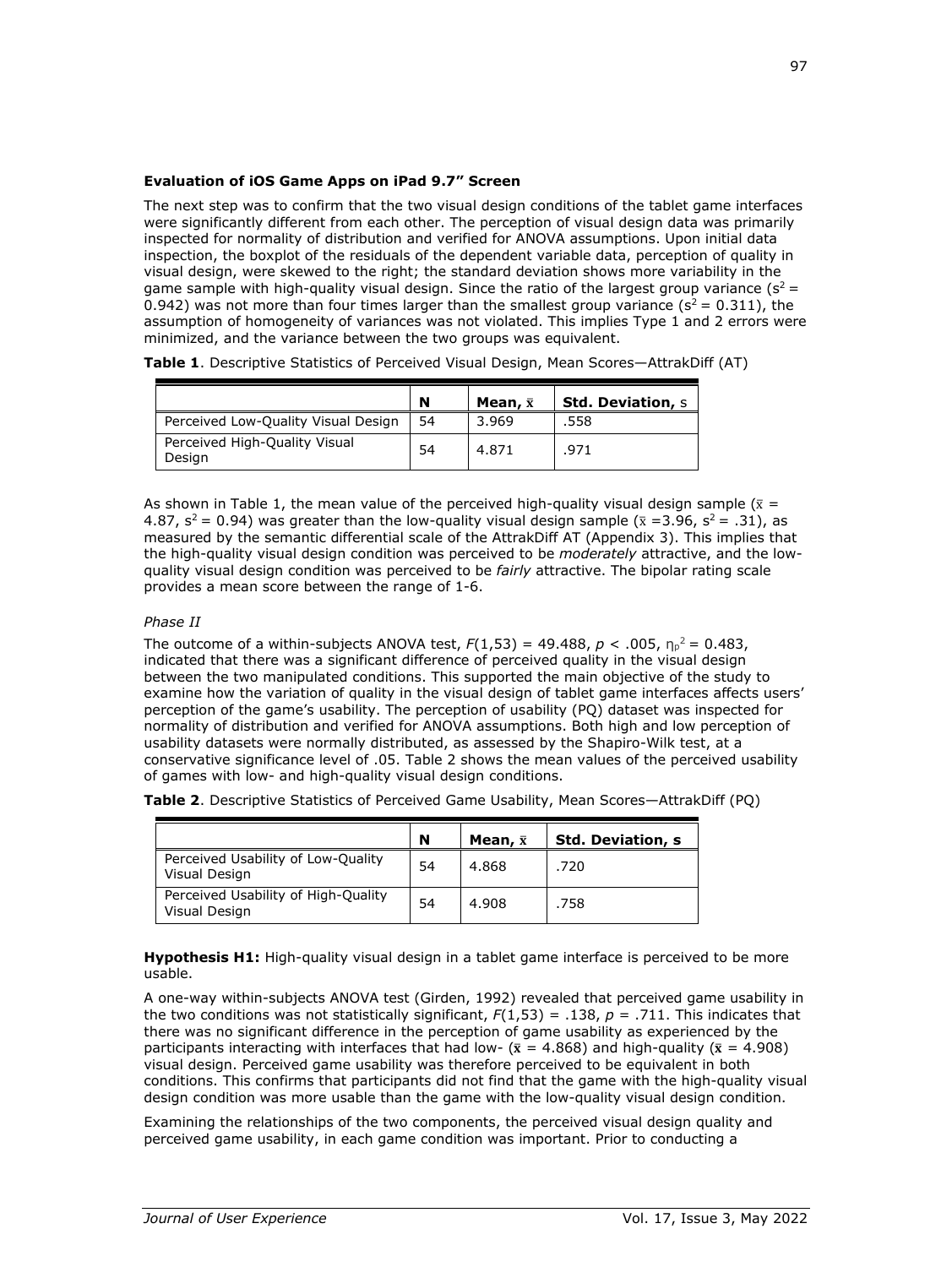### Evaluation of iOS Game Apps on iPad 9.7" Screen

The next step was to confirm that the two visual design conditions of the tablet game interfaces were significantly different from each other. The perception of visual design data was primarily inspected for normality of distribution and verified for ANOVA assumptions. Upon initial data inspection, the boxplot of the residuals of the dependent variable data, perception of quality in visual design, were skewed to the right; the standard deviation shows more variability in the game sample with high-quality visual design. Since the ratio of the largest group variance ($s^2$ = 0.942) was not more than four times larger than the smallest group variance ($s^2$ = 0.311), the assumption of homogeneity of variances was not violated. This implies Type 1 and 2 errors were minimized, and the variance between the two groups was equivalent.

**Table 1**. Descriptive Statistics of Perceived Visual Design, Mean Scores—AttrakDiff (AT)

| | **N** | **Mean, $\bar{x}$** | **Std. Deviation,** s |
|---|---|---|---|
| Perceived Low-Quality Visual Design | 54 | 3.969 | .558 |
| Perceived High-Quality Visual Design | 54 | 4.871 | .971 |

As shown in Table 1, the mean value of the perceived high-quality visual design sample ($\bar{x}$ = 4.87, $s^2$ = 0.94) was greater than the low-quality visual design sample ($\bar{x}$ =3.96, $s^2$ = .31), as measured by the semantic differential scale of the AttrakDiff AT (Appendix 3). This implies that the high-quality visual design condition was perceived to be *moderately* attractive, and the low-quality visual design condition was perceived to be *fairly* attractive. The bipolar rating scale provides a mean score between the range of 1-6.

*Phase II*

The outcome of a within-subjects ANOVA test, $F(1,53)$ = 49.488, $p$ < .005, $\eta_p^2$ = 0.483, indicated that there was a significant difference of perceived quality in the visual design between the two manipulated conditions. This supported the main objective of the study to examine how the variation of quality in the visual design of tablet game interfaces affects users' perception of the game's usability. The perception of usability (PQ) dataset was inspected for normality of distribution and verified for ANOVA assumptions. Both high and low perception of usability datasets were normally distributed, as assessed by the Shapiro-Wilk test, at a conservative significance level of .05. Table 2 shows the mean values of the perceived usability of games with low- and high-quality visual design conditions.

**Table 2**. Descriptive Statistics of Perceived Game Usability, Mean Scores—AttrakDiff (PQ)

| | **N** | **Mean, $\bar{x}$** | **Std. Deviation, s** |
|---|---|---|---|
| Perceived Usability of Low-Quality Visual Design | 54 | 4.868 | .720 |
| Perceived Usability of High-Quality Visual Design | 54 | 4.908 | .758 |

**Hypothesis H1:** High-quality visual design in a tablet game interface is perceived to be more usable.

A one-way within-subjects ANOVA test (Girden, 1992) revealed that perceived game usability in the two conditions was not statistically significant, $F(1,53)$ = .138, $p$ = .711. This indicates that there was no significant difference in the perception of game usability as experienced by the participants interacting with interfaces that had low- ($\bar{x}$ = 4.868) and high-quality ($\bar{x}$ = 4.908) visual design. Perceived game usability was therefore perceived to be equivalent in both conditions. This confirms that participants did not find that the game with the high-quality visual design condition was more usable than the game with the low-quality visual design condition.

Examining the relationships of the two components, the perceived visual design quality and perceived game usability, in each game condition was important. Prior to conducting a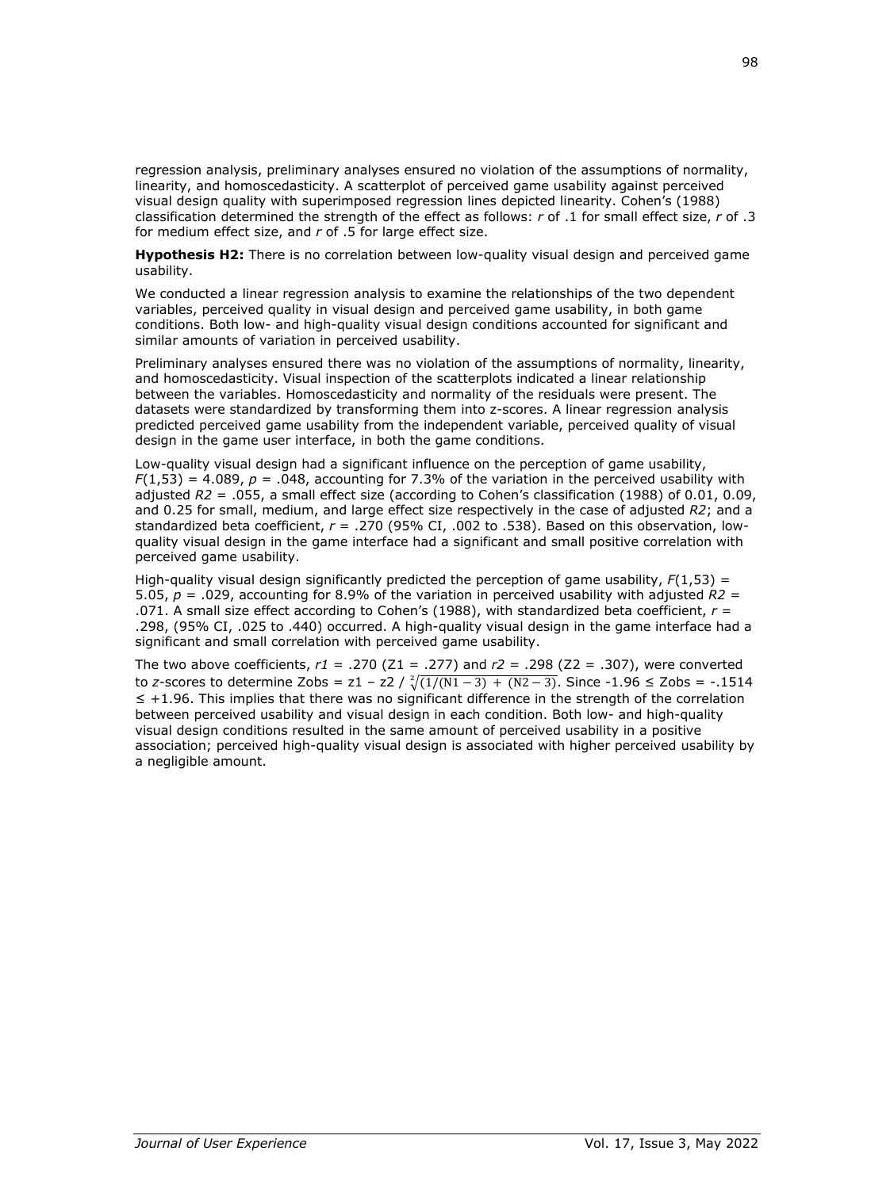regression analysis, preliminary analyses ensured no violation of the assumptions of normality, linearity, and homoscedasticity. A scatterplot of perceived game usability against perceived visual design quality with superimposed regression lines depicted linearity. Cohen's (1988) classification determined the strength of the effect as follows: $r$ of .1 for small effect size, $r$ of .3 for medium effect size, and $r$ of .5 for large effect size.

**Hypothesis H2:** There is no correlation between low-quality visual design and perceived game usability.

We conducted a linear regression analysis to examine the relationships of the two dependent variables, perceived quality in visual design and perceived game usability, in both game conditions. Both low- and high-quality visual design conditions accounted for significant and similar amounts of variation in perceived usability.

Preliminary analyses ensured there was no violation of the assumptions of normality, linearity, and homoscedasticity. Visual inspection of the scatterplots indicated a linear relationship between the variables. Homoscedasticity and normality of the residuals were present. The datasets were standardized by transforming them into z-scores. A linear regression analysis predicted perceived game usability from the independent variable, perceived quality of visual design in the game user interface, in both the game conditions.

Low-quality visual design had a significant influence on the perception of game usability, $F(1,53) = 4.089$, $p = .048$, accounting for 7.3% of the variation in the perceived usability with adjusted $R2 = .055$, a small effect size (according to Cohen's classification (1988) of 0.01, 0.09, and 0.25 for small, medium, and large effect size respectively in the case of adjusted $R2$; and a standardized beta coefficient, $r = .270$ (95% CI, .002 to .538). Based on this observation, low-quality visual design in the game interface had a significant and small positive correlation with perceived game usability.

High-quality visual design significantly predicted the perception of game usability, $F(1,53) = 5.05$, $p = .029$, accounting for 8.9% of the variation in perceived usability with adjusted $R2 = .071$. A small size effect according to Cohen's (1988), with standardized beta coefficient, $r = .298$, (95% CI, .025 to .440) occurred. A high-quality visual design in the game interface had a significant and small correlation with perceived game usability.

The two above coefficients, $r1 = .270$ (Z1 = .277) and $r2 = .298$ (Z2 = .307), were converted to $z$-scores to determine Zobs = z1 – z2 / $\sqrt[2]{(1/(N1-3)\ +\ (N2-3)}$. Since $-1.96 \leq$ Zobs $= -.1514 \leq +1.96$. This implies that there was no significant difference in the strength of the correlation between perceived usability and visual design in each condition. Both low- and high-quality visual design conditions resulted in the same amount of perceived usability in a positive association; perceived high-quality visual design is associated with higher perceived usability by a negligible amount.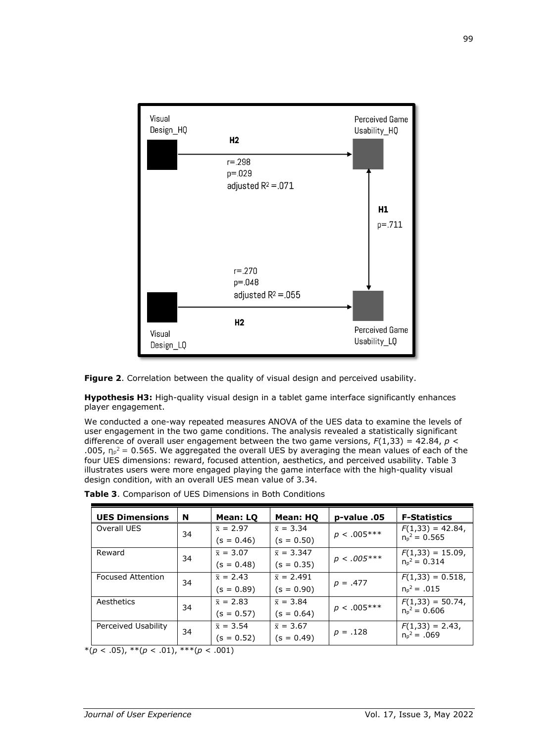Visual Design_HQ

Perceived Game Usability_HQ

H2

r=.298
p=.029
adjusted $R^2$ =.071

H1

p=.711

r=.270
p=.048
adjusted $R^2$ =.055

H2

Visual Design_LQ

Perceived Game Usability_LQ

**Figure 2**. Correlation between the quality of visual design and perceived usability.

**Hypothesis H3:** High-quality visual design in a tablet game interface significantly enhances player engagement.

We conducted a one-way repeated measures ANOVA of the UES data to examine the levels of user engagement in the two game conditions. The analysis revealed a statistically significant difference of overall user engagement between the two game versions, $F(1,33) = 42.84$, $p < .005$, $\eta_p^2 = 0.565$. We aggregated the overall UES by averaging the mean values of each of the four UES dimensions: reward, focused attention, aesthetics, and perceived usability. Table 3 illustrates users were more engaged playing the game interface with the high-quality visual design condition, with an overall UES mean value of 3.34.

**Table 3**. Comparison of UES Dimensions in Both Conditions

| UES Dimensions | N | Mean: LQ | Mean: HQ | p-value .05 | F-Statistics |
|---|---|---|---|---|---|
| Overall UES | 34 | $\bar{x} = 2.97$ ($s = 0.46$) | $\bar{x} = 3.34$ ($s = 0.50$) | $p < .005$*** | $F(1,33) = 42.84$, $\eta_p^2 = 0.565$ |
| Reward | 34 | $\bar{x} = 3.07$ ($s = 0.48$) | $\bar{x} = 3.347$ ($s = 0.35$) | $p < .005$*** | $F(1,33) = 15.09$, $\eta_p^2 = 0.314$ |
| Focused Attention | 34 | $\bar{x} = 2.43$ ($s = 0.89$) | $\bar{x} = 2.491$ ($s = 0.90$) | $p = .477$ | $F(1,33) = 0.518$, $\eta_p^2 = .015$ |
| Aesthetics | 34 | $\bar{x} = 2.83$ ($s = 0.57$) | $\bar{x} = 3.84$ ($s = 0.64$) | $p < .005$*** | $F(1,33) = 50.74$, $\eta_p^2 = 0.606$ |
| Perceived Usability | 34 | $\bar{x} = 3.54$ ($s = 0.52$) | $\bar{x} = 3.67$ ($s = 0.49$) | $p = .128$ | $F(1,33) = 2.43$, $\eta_p^2 = .069$ |

*($p < .05$), **($p < .01$), ***($p < .001$)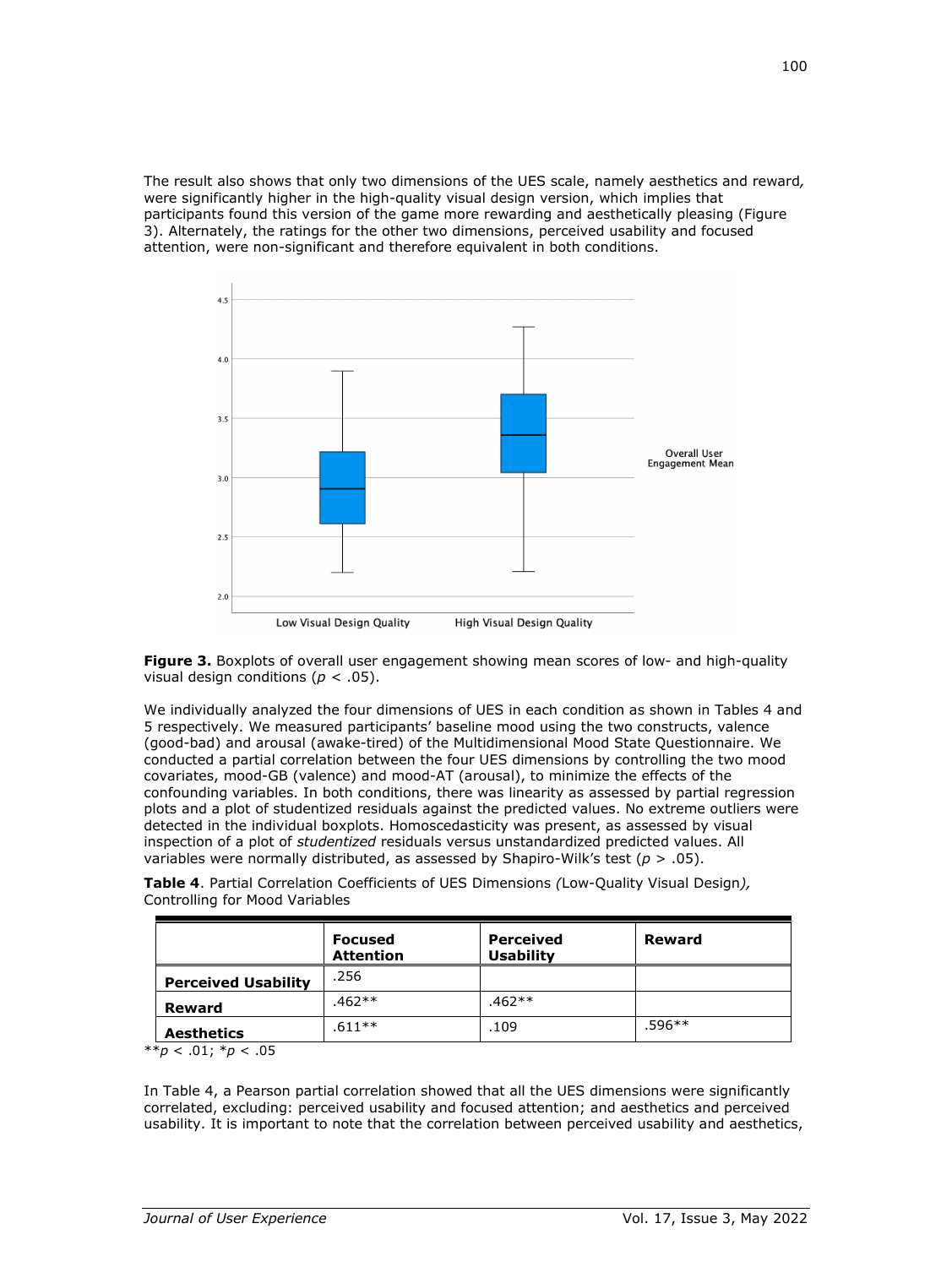The result also shows that only two dimensions of the UES scale, namely aesthetics and reward, were significantly higher in the high-quality visual design version, which implies that participants found this version of the game more rewarding and aesthetically pleasing (Figure 3). Alternately, the ratings for the other two dimensions, perceived usability and focused attention, were non-significant and therefore equivalent in both conditions.

**Figure 3.** Boxplots of overall user engagement showing mean scores of low- and high-quality visual design conditions ($p < .05$).

We individually analyzed the four dimensions of UES in each condition as shown in Tables 4 and 5 respectively. We measured participants' baseline mood using the two constructs, valence (good-bad) and arousal (awake-tired) of the Multidimensional Mood State Questionnaire. We conducted a partial correlation between the four UES dimensions by controlling the two mood covariates, mood-GB (valence) and mood-AT (arousal), to minimize the effects of the confounding variables. In both conditions, there was linearity as assessed by partial regression plots and a plot of studentized residuals against the predicted values. No extreme outliers were detected in the individual boxplots. Homoscedasticity was present, as assessed by visual inspection of a plot of *studentized* residuals versus unstandardized predicted values. All variables were normally distributed, as assessed by Shapiro-Wilk's test ($p > .05$).

**Table 4**. Partial Correlation Coefficients of UES Dimensions *(*Low-Quality Visual Design*),* Controlling for Mood Variables

| | **Focused Attention** | **Perceived Usability** | **Reward** |
|---|---|---|---|
| **Perceived Usability** | .256 | | |
| **Reward** | .462** | .462** | |
| **Aesthetics** | .611** | .109 | .596** |

**$p < .01$; *$p < .05$

In Table 4, a Pearson partial correlation showed that all the UES dimensions were significantly correlated, excluding: perceived usability and focused attention; and aesthetics and perceived usability. It is important to note that the correlation between perceived usability and aesthetics,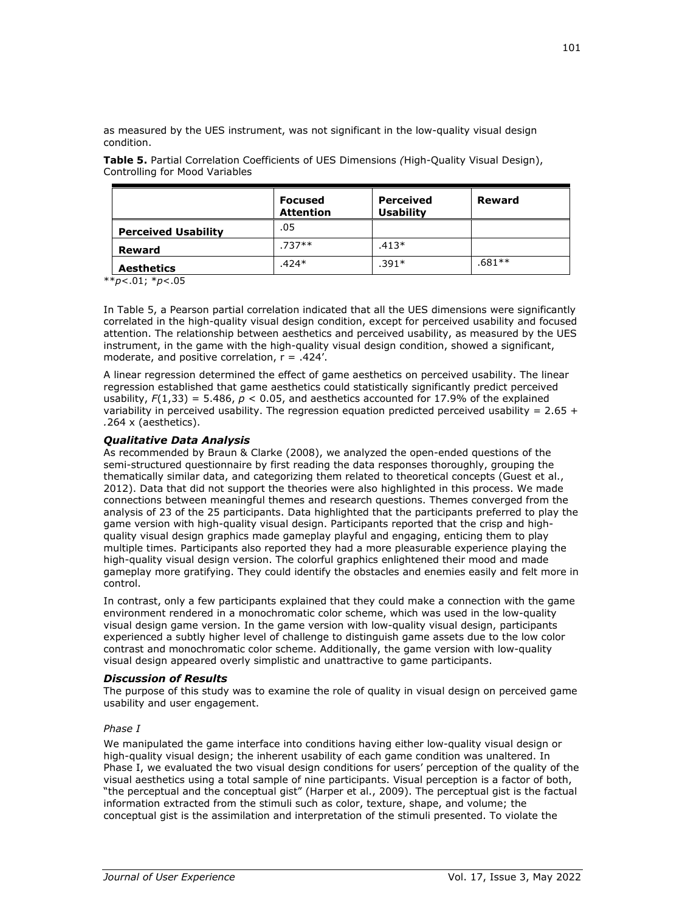as measured by the UES instrument, was not significant in the low-quality visual design condition.

**Table 5.** Partial Correlation Coefficients of UES Dimensions *(*High-Quality Visual Design), Controlling for Mood Variables

| | **Focused Attention** | **Perceived Usability** | **Reward** |
|---|---|---|---|
| **Perceived Usability** | .05 | | |
| **Reward** | .737** | .413* | |
| **Aesthetics** | .424* | .391* | .681** |

***p*<.01; **p*<.05

In Table 5, a Pearson partial correlation indicated that all the UES dimensions were significantly correlated in the high-quality visual design condition, except for perceived usability and focused attention. The relationship between aesthetics and perceived usability, as measured by the UES instrument, in the game with the high-quality visual design condition, showed a significant, moderate, and positive correlation, r = .424'.

A linear regression determined the effect of game aesthetics on perceived usability. The linear regression established that game aesthetics could statistically significantly predict perceived usability, $F(1,33) = 5.486$, $p < 0.05$, and aesthetics accounted for 17.9% of the explained variability in perceived usability. The regression equation predicted perceived usability = 2.65 + .264 x (aesthetics).

### *Qualitative Data Analysis*

As recommended by Braun & Clarke (2008), we analyzed the open-ended questions of the semi-structured questionnaire by first reading the data responses thoroughly, grouping the thematically similar data, and categorizing them related to theoretical concepts (Guest et al., 2012). Data that did not support the theories were also highlighted in this process. We made connections between meaningful themes and research questions. Themes converged from the analysis of 23 of the 25 participants. Data highlighted that the participants preferred to play the game version with high-quality visual design. Participants reported that the crisp and high-quality visual design graphics made gameplay playful and engaging, enticing them to play multiple times. Participants also reported they had a more pleasurable experience playing the high-quality visual design version. The colorful graphics enlightened their mood and made gameplay more gratifying. They could identify the obstacles and enemies easily and felt more in control.

In contrast, only a few participants explained that they could make a connection with the game environment rendered in a monochromatic color scheme, which was used in the low-quality visual design game version. In the game version with low-quality visual design, participants experienced a subtly higher level of challenge to distinguish game assets due to the low color contrast and monochromatic color scheme. Additionally, the game version with low-quality visual design appeared overly simplistic and unattractive to game participants.

### *Discussion of Results*

The purpose of this study was to examine the role of quality in visual design on perceived game usability and user engagement.

#### *Phase I*

We manipulated the game interface into conditions having either low-quality visual design or high-quality visual design; the inherent usability of each game condition was unaltered. In Phase I, we evaluated the two visual design conditions for users' perception of the quality of the visual aesthetics using a total sample of nine participants. Visual perception is a factor of both, "the perceptual and the conceptual gist" (Harper et al., 2009). The perceptual gist is the factual information extracted from the stimuli such as color, texture, shape, and volume; the conceptual gist is the assimilation and interpretation of the stimuli presented. To violate the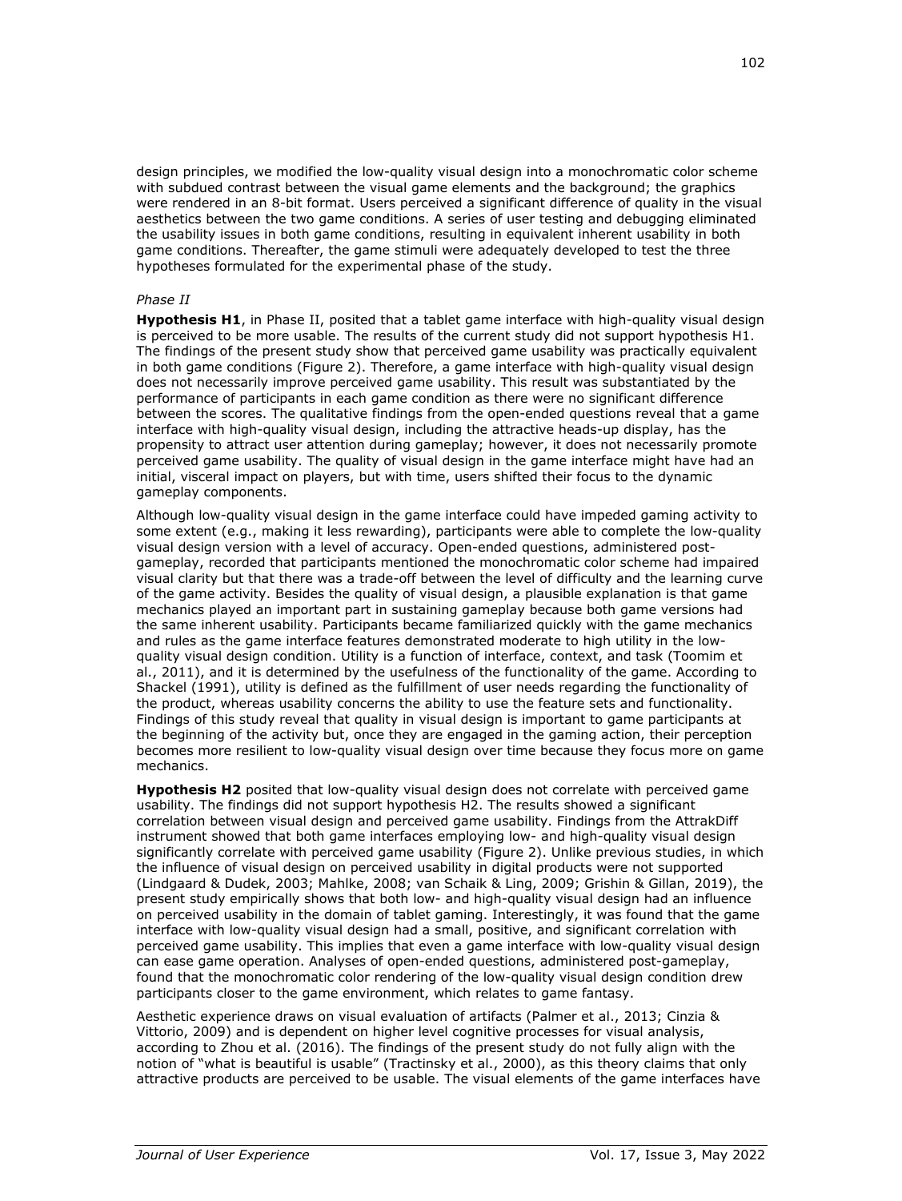design principles, we modified the low-quality visual design into a monochromatic color scheme with subdued contrast between the visual game elements and the background; the graphics were rendered in an 8-bit format. Users perceived a significant difference of quality in the visual aesthetics between the two game conditions. A series of user testing and debugging eliminated the usability issues in both game conditions, resulting in equivalent inherent usability in both game conditions. Thereafter, the game stimuli were adequately developed to test the three hypotheses formulated for the experimental phase of the study.

*Phase II*

**Hypothesis H1**, in Phase II, posited that a tablet game interface with high-quality visual design is perceived to be more usable. The results of the current study did not support hypothesis H1. The findings of the present study show that perceived game usability was practically equivalent in both game conditions (Figure 2). Therefore, a game interface with high-quality visual design does not necessarily improve perceived game usability. This result was substantiated by the performance of participants in each game condition as there were no significant difference between the scores. The qualitative findings from the open-ended questions reveal that a game interface with high-quality visual design, including the attractive heads-up display, has the propensity to attract user attention during gameplay; however, it does not necessarily promote perceived game usability. The quality of visual design in the game interface might have had an initial, visceral impact on players, but with time, users shifted their focus to the dynamic gameplay components.

Although low-quality visual design in the game interface could have impeded gaming activity to some extent (e.g., making it less rewarding), participants were able to complete the low-quality visual design version with a level of accuracy. Open-ended questions, administered post-gameplay, recorded that participants mentioned the monochromatic color scheme had impaired visual clarity but that there was a trade-off between the level of difficulty and the learning curve of the game activity. Besides the quality of visual design, a plausible explanation is that game mechanics played an important part in sustaining gameplay because both game versions had the same inherent usability. Participants became familiarized quickly with the game mechanics and rules as the game interface features demonstrated moderate to high utility in the low-quality visual design condition. Utility is a function of interface, context, and task (Toomim et al., 2011), and it is determined by the usefulness of the functionality of the game. According to Shackel (1991), utility is defined as the fulfillment of user needs regarding the functionality of the product, whereas usability concerns the ability to use the feature sets and functionality. Findings of this study reveal that quality in visual design is important to game participants at the beginning of the activity but, once they are engaged in the gaming action, their perception becomes more resilient to low-quality visual design over time because they focus more on game mechanics.

**Hypothesis H2** posited that low-quality visual design does not correlate with perceived game usability. The findings did not support hypothesis H2. The results showed a significant correlation between visual design and perceived game usability. Findings from the AttrakDiff instrument showed that both game interfaces employing low- and high-quality visual design significantly correlate with perceived game usability (Figure 2). Unlike previous studies, in which the influence of visual design on perceived usability in digital products were not supported (Lindgaard & Dudek, 2003; Mahlke, 2008; van Schaik & Ling, 2009; Grishin & Gillan, 2019), the present study empirically shows that both low- and high-quality visual design had an influence on perceived usability in the domain of tablet gaming. Interestingly, it was found that the game interface with low-quality visual design had a small, positive, and significant correlation with perceived game usability. This implies that even a game interface with low-quality visual design can ease game operation. Analyses of open-ended questions, administered post-gameplay, found that the monochromatic color rendering of the low-quality visual design condition drew participants closer to the game environment, which relates to game fantasy.

Aesthetic experience draws on visual evaluation of artifacts (Palmer et al., 2013; Cinzia & Vittorio, 2009) and is dependent on higher level cognitive processes for visual analysis, according to Zhou et al. (2016). The findings of the present study do not fully align with the notion of "what is beautiful is usable" (Tractinsky et al., 2000), as this theory claims that only attractive products are perceived to be usable. The visual elements of the game interfaces have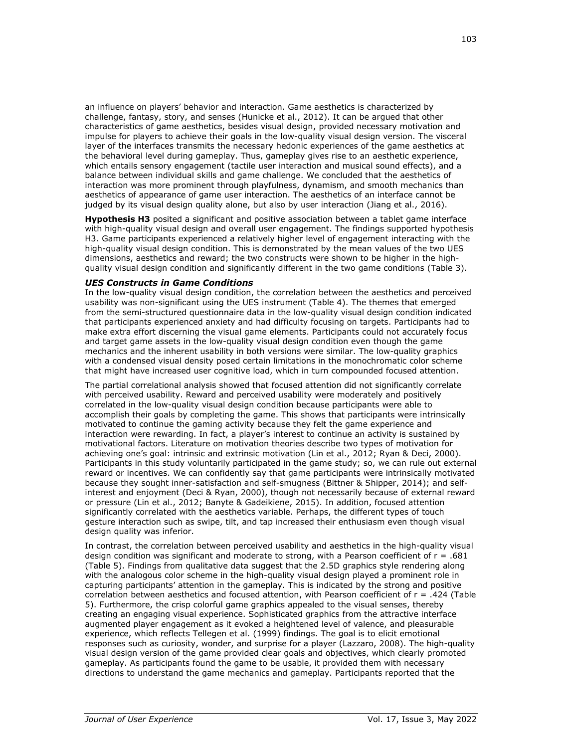an influence on players' behavior and interaction. Game aesthetics is characterized by challenge, fantasy, story, and senses (Hunicke et al., 2012). It can be argued that other characteristics of game aesthetics, besides visual design, provided necessary motivation and impulse for players to achieve their goals in the low-quality visual design version. The visceral layer of the interfaces transmits the necessary hedonic experiences of the game aesthetics at the behavioral level during gameplay. Thus, gameplay gives rise to an aesthetic experience, which entails sensory engagement (tactile user interaction and musical sound effects), and a balance between individual skills and game challenge. We concluded that the aesthetics of interaction was more prominent through playfulness, dynamism, and smooth mechanics than aesthetics of appearance of game user interaction. The aesthetics of an interface cannot be judged by its visual design quality alone, but also by user interaction (Jiang et al., 2016).

**Hypothesis H3** posited a significant and positive association between a tablet game interface with high-quality visual design and overall user engagement. The findings supported hypothesis H3. Game participants experienced a relatively higher level of engagement interacting with the high-quality visual design condition. This is demonstrated by the mean values of the two UES dimensions, aesthetics and reward; the two constructs were shown to be higher in the high-quality visual design condition and significantly different in the two game conditions (Table 3).

### *UES Constructs in Game Conditions*

In the low-quality visual design condition, the correlation between the aesthetics and perceived usability was non-significant using the UES instrument (Table 4). The themes that emerged from the semi-structured questionnaire data in the low-quality visual design condition indicated that participants experienced anxiety and had difficulty focusing on targets. Participants had to make extra effort discerning the visual game elements. Participants could not accurately focus and target game assets in the low-quality visual design condition even though the game mechanics and the inherent usability in both versions were similar. The low-quality graphics with a condensed visual density posed certain limitations in the monochromatic color scheme that might have increased user cognitive load, which in turn compounded focused attention.

The partial correlational analysis showed that focused attention did not significantly correlate with perceived usability. Reward and perceived usability were moderately and positively correlated in the low-quality visual design condition because participants were able to accomplish their goals by completing the game. This shows that participants were intrinsically motivated to continue the gaming activity because they felt the game experience and interaction were rewarding. In fact, a player's interest to continue an activity is sustained by motivational factors. Literature on motivation theories describe two types of motivation for achieving one's goal: intrinsic and extrinsic motivation (Lin et al., 2012; Ryan & Deci, 2000). Participants in this study voluntarily participated in the game study; so, we can rule out external reward or incentives. We can confidently say that game participants were intrinsically motivated because they sought inner-satisfaction and self-smugness (Bittner & Shipper, 2014); and self-interest and enjoyment (Deci & Ryan, 2000), though not necessarily because of external reward or pressure (Lin et al., 2012; Banyte & Gadeikiene, 2015). In addition, focused attention significantly correlated with the aesthetics variable. Perhaps, the different types of touch gesture interaction such as swipe, tilt, and tap increased their enthusiasm even though visual design quality was inferior.

In contrast, the correlation between perceived usability and aesthetics in the high-quality visual design condition was significant and moderate to strong, with a Pearson coefficient of $r = .681$ (Table 5). Findings from qualitative data suggest that the 2.5D graphics style rendering along with the analogous color scheme in the high-quality visual design played a prominent role in capturing participants' attention in the gameplay. This is indicated by the strong and positive correlation between aesthetics and focused attention, with Pearson coefficient of $r = .424$ (Table 5). Furthermore, the crisp colorful game graphics appealed to the visual senses, thereby creating an engaging visual experience. Sophisticated graphics from the attractive interface augmented player engagement as it evoked a heightened level of valence, and pleasurable experience, which reflects Tellegen et al. (1999) findings. The goal is to elicit emotional responses such as curiosity, wonder, and surprise for a player (Lazzaro, 2008). The high-quality visual design version of the game provided clear goals and objectives, which clearly promoted gameplay. As participants found the game to be usable, it provided them with necessary directions to understand the game mechanics and gameplay. Participants reported that the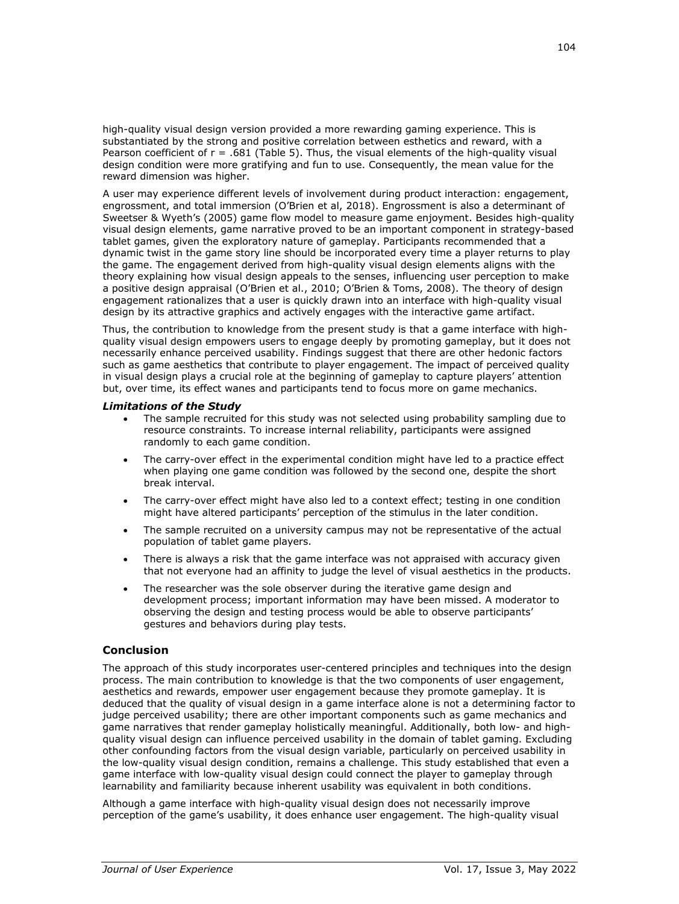high-quality visual design version provided a more rewarding gaming experience. This is substantiated by the strong and positive correlation between esthetics and reward, with a Pearson coefficient of $r = .681$ (Table 5). Thus, the visual elements of the high-quality visual design condition were more gratifying and fun to use. Consequently, the mean value for the reward dimension was higher.

A user may experience different levels of involvement during product interaction: engagement, engrossment, and total immersion (O'Brien et al, 2018). Engrossment is also a determinant of Sweetser & Wyeth's (2005) game flow model to measure game enjoyment. Besides high-quality visual design elements, game narrative proved to be an important component in strategy-based tablet games, given the exploratory nature of gameplay. Participants recommended that a dynamic twist in the game story line should be incorporated every time a player returns to play the game. The engagement derived from high-quality visual design elements aligns with the theory explaining how visual design appeals to the senses, influencing user perception to make a positive design appraisal (O'Brien et al., 2010; O'Brien & Toms, 2008). The theory of design engagement rationalizes that a user is quickly drawn into an interface with high-quality visual design by its attractive graphics and actively engages with the interactive game artifact.

Thus, the contribution to knowledge from the present study is that a game interface with high-quality visual design empowers users to engage deeply by promoting gameplay, but it does not necessarily enhance perceived usability. Findings suggest that there are other hedonic factors such as game aesthetics that contribute to player engagement. The impact of perceived quality in visual design plays a crucial role at the beginning of gameplay to capture players' attention but, over time, its effect wanes and participants tend to focus more on game mechanics.

### *Limitations of the Study*

- The sample recruited for this study was not selected using probability sampling due to resource constraints. To increase internal reliability, participants were assigned randomly to each game condition.
- The carry-over effect in the experimental condition might have led to a practice effect when playing one game condition was followed by the second one, despite the short break interval.
- The carry-over effect might have also led to a context effect; testing in one condition might have altered participants' perception of the stimulus in the later condition.
- The sample recruited on a university campus may not be representative of the actual population of tablet game players.
- There is always a risk that the game interface was not appraised with accuracy given that not everyone had an affinity to judge the level of visual aesthetics in the products.
- The researcher was the sole observer during the iterative game design and development process; important information may have been missed. A moderator to observing the design and testing process would be able to observe participants' gestures and behaviors during play tests.

## Conclusion

The approach of this study incorporates user-centered principles and techniques into the design process. The main contribution to knowledge is that the two components of user engagement, aesthetics and rewards, empower user engagement because they promote gameplay. It is deduced that the quality of visual design in a game interface alone is not a determining factor to judge perceived usability; there are other important components such as game mechanics and game narratives that render gameplay holistically meaningful. Additionally, both low- and high-quality visual design can influence perceived usability in the domain of tablet gaming. Excluding other confounding factors from the visual design variable, particularly on perceived usability in the low-quality visual design condition, remains a challenge. This study established that even a game interface with low-quality visual design could connect the player to gameplay through learnability and familiarity because inherent usability was equivalent in both conditions.

Although a game interface with high-quality visual design does not necessarily improve perception of the game's usability, it does enhance user engagement. The high-quality visual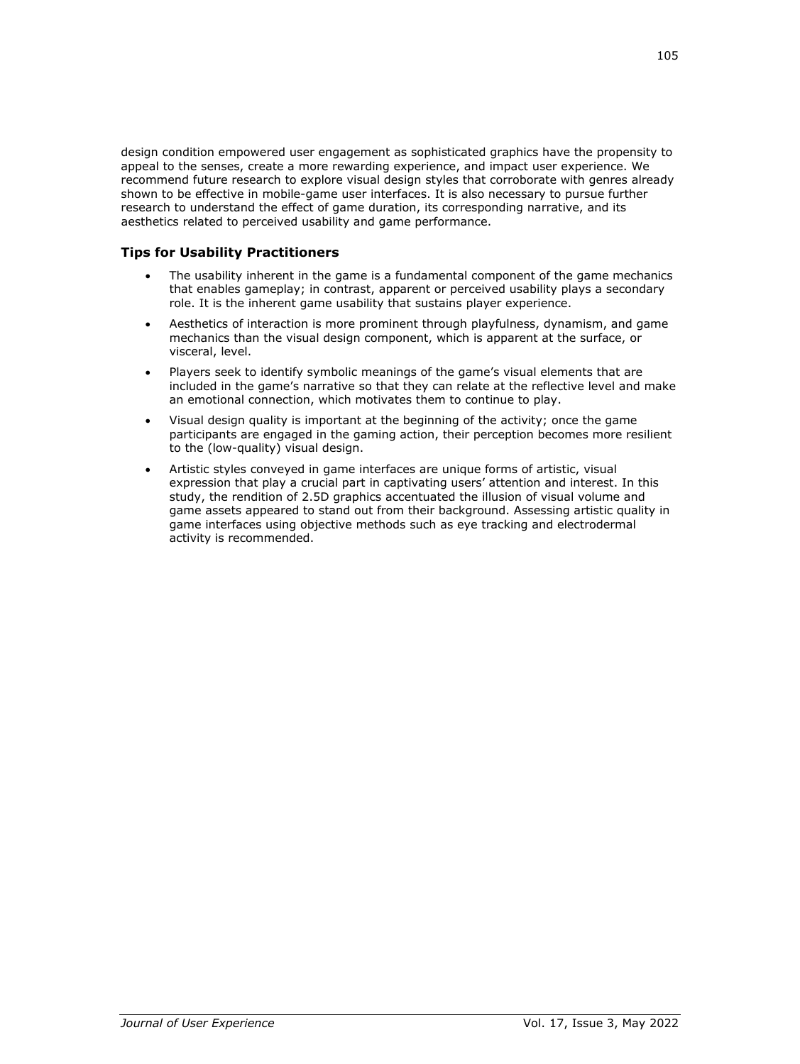design condition empowered user engagement as sophisticated graphics have the propensity to appeal to the senses, create a more rewarding experience, and impact user experience. We recommend future research to explore visual design styles that corroborate with genres already shown to be effective in mobile-game user interfaces. It is also necessary to pursue further research to understand the effect of game duration, its corresponding narrative, and its aesthetics related to perceived usability and game performance.

### Tips for Usability Practitioners

- The usability inherent in the game is a fundamental component of the game mechanics that enables gameplay; in contrast, apparent or perceived usability plays a secondary role. It is the inherent game usability that sustains player experience.
- Aesthetics of interaction is more prominent through playfulness, dynamism, and game mechanics than the visual design component, which is apparent at the surface, or visceral, level.
- Players seek to identify symbolic meanings of the game's visual elements that are included in the game's narrative so that they can relate at the reflective level and make an emotional connection, which motivates them to continue to play.
- Visual design quality is important at the beginning of the activity; once the game participants are engaged in the gaming action, their perception becomes more resilient to the (low-quality) visual design.
- Artistic styles conveyed in game interfaces are unique forms of artistic, visual expression that play a crucial part in captivating users' attention and interest. In this study, the rendition of 2.5D graphics accentuated the illusion of visual volume and game assets appeared to stand out from their background. Assessing artistic quality in game interfaces using objective methods such as eye tracking and electrodermal activity is recommended.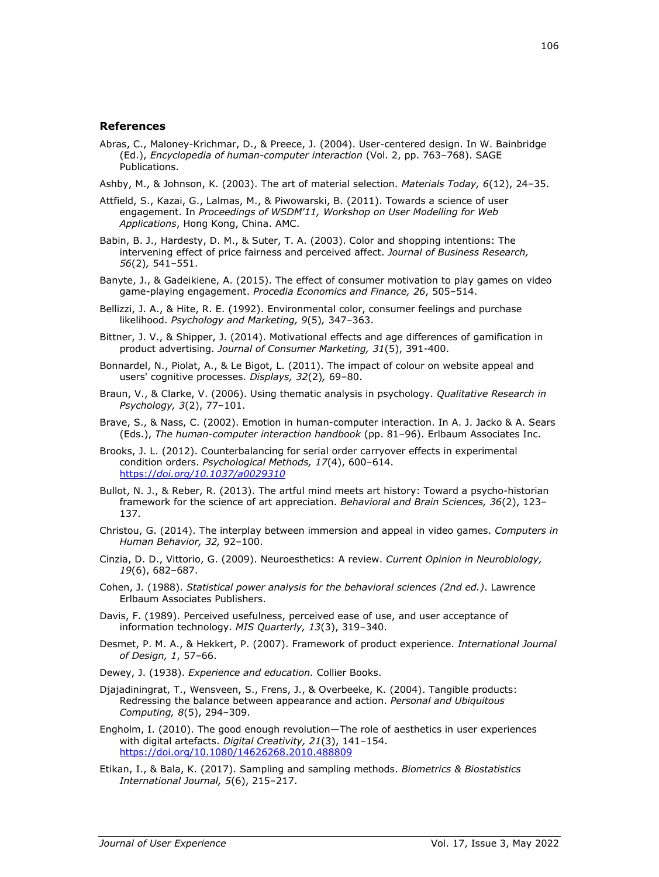## References

Abras, C., Maloney-Krichmar, D., & Preece, J. (2004). User-centered design. In W. Bainbridge (Ed.), *Encyclopedia of human-computer interaction* (Vol. 2, pp. 763–768). SAGE Publications.

Ashby, M., & Johnson, K. (2003). The art of material selection. *Materials Today, 6*(12), 24–35.

Attfield, S., Kazai, G., Lalmas, M., & Piwowarski, B. (2011). Towards a science of user engagement. In *Proceedings of WSDM'11, Workshop on User Modelling for Web Applications*, Hong Kong, China. AMC.

Babin, B. J., Hardesty, D. M., & Suter, T. A. (2003). Color and shopping intentions: The intervening effect of price fairness and perceived affect. *Journal of Business Research, 56*(2)*,* 541–551.

Banyte, J., & Gadeikiene, A. (2015). The effect of consumer motivation to play games on video game-playing engagement. *Procedia Economics and Finance, 26*, 505–514.

Bellizzi, J. A., & Hite, R. E. (1992). Environmental color, consumer feelings and purchase likelihood. *Psychology and Marketing, 9*(5)*,* 347–363.

Bittner, J. V., & Shipper, J. (2014). Motivational effects and age differences of gamification in product advertising. *Journal of Consumer Marketing, 31*(5), 391-400.

Bonnardel, N., Piolat, A., & Le Bigot, L. (2011). The impact of colour on website appeal and users' cognitive processes. *Displays, 32*(2)*,* 69–80.

Braun, V., & Clarke, V. (2006). Using thematic analysis in psychology. *Qualitative Research in Psychology, 3*(2), 77–101.

Brave, S., & Nass, C. (2002). Emotion in human-computer interaction. In A. J. Jacko & A. Sears (Eds.), *The human-computer interaction handbook* (pp. 81–96). Erlbaum Associates Inc.

Brooks, J. L. (2012). Counterbalancing for serial order carryover effects in experimental condition orders. *Psychological Methods, 17*(4), 600–614. https://doi.org/10.1037/a0029310

Bullot, N. J., & Reber, R. (2013). The artful mind meets art history: Toward a psycho-historian framework for the science of art appreciation. *Behavioral and Brain Sciences, 36*(2), 123–137.

Christou, G. (2014). The interplay between immersion and appeal in video games. *Computers in Human Behavior, 32,* 92–100.

Cinzia, D. D., Vittorio, G. (2009). Neuroesthetics: A review. *Current Opinion in Neurobiology, 19*(6), 682–687.

Cohen, J. (1988). *Statistical power analysis for the behavioral sciences (2nd ed.)*. Lawrence Erlbaum Associates Publishers.

Davis, F. (1989). Perceived usefulness, perceived ease of use, and user acceptance of information technology. *MIS Quarterly, 13*(3), 319–340.

Desmet, P. M. A., & Hekkert, P. (2007). Framework of product experience. *International Journal of Design, 1*, 57–66.

Dewey, J. (1938). *Experience and education.* Collier Books.

Djajadiningrat, T., Wensveen, S., Frens, J., & Overbeeke, K. (2004). Tangible products: Redressing the balance between appearance and action. *Personal and Ubiquitous Computing, 8*(5), 294–309.

Engholm, I. (2010). The good enough revolution—The role of aesthetics in user experiences with digital artefacts. *Digital Creativity, 21*(3), 141–154. https://doi.org/10.1080/14626268.2010.488809

Etikan, I., & Bala, K. (2017). Sampling and sampling methods. *Biometrics & Biostatistics International Journal, 5*(6), 215–217.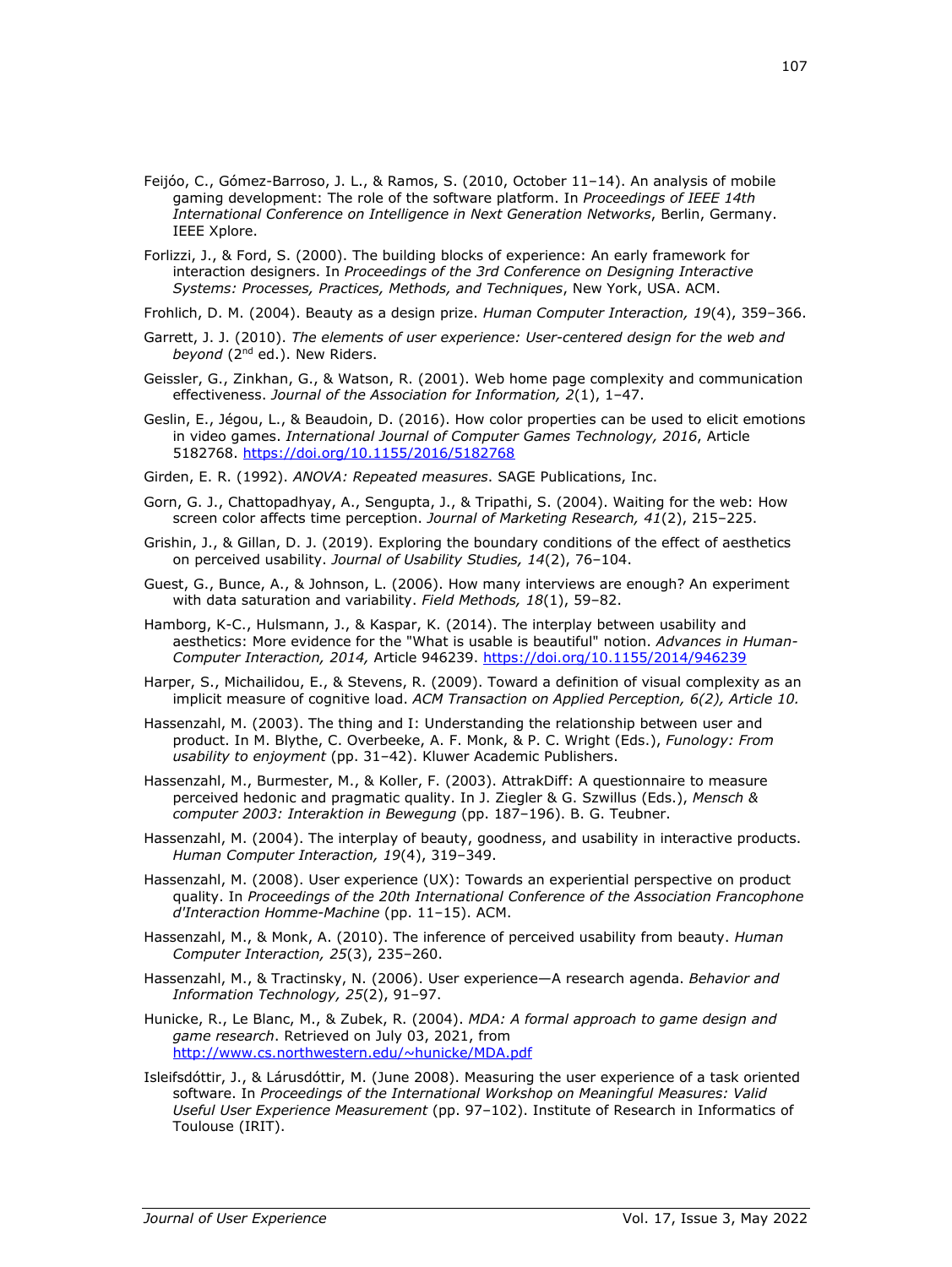Feijóo, C., Gómez-Barroso, J. L., & Ramos, S. (2010, October 11–14). An analysis of mobile gaming development: The role of the software platform. In *Proceedings of IEEE 14th International Conference on Intelligence in Next Generation Networks*, Berlin, Germany. IEEE Xplore.

Forlizzi, J., & Ford, S. (2000). The building blocks of experience: An early framework for interaction designers. In *Proceedings of the 3rd Conference on Designing Interactive Systems: Processes, Practices, Methods, and Techniques*, New York, USA. ACM.

Frohlich, D. M. (2004). Beauty as a design prize. *Human Computer Interaction, 19*(4), 359–366.

Garrett, J. J. (2010). *The elements of user experience: User-centered design for the web and beyond* (2nd ed.). New Riders.

Geissler, G., Zinkhan, G., & Watson, R. (2001). Web home page complexity and communication effectiveness. *Journal of the Association for Information, 2*(1), 1–47.

Geslin, E., Jégou, L., & Beaudoin, D. (2016). How color properties can be used to elicit emotions in video games. *International Journal of Computer Games Technology, 2016*, Article 5182768. https://doi.org/10.1155/2016/5182768

Girden, E. R. (1992). *ANOVA: Repeated measures*. SAGE Publications, Inc.

Gorn, G. J., Chattopadhyay, A., Sengupta, J., & Tripathi, S. (2004). Waiting for the web: How screen color affects time perception. *Journal of Marketing Research, 41*(2), 215–225.

Grishin, J., & Gillan, D. J. (2019). Exploring the boundary conditions of the effect of aesthetics on perceived usability. *Journal of Usability Studies, 14*(2), 76–104.

Guest, G., Bunce, A., & Johnson, L. (2006). How many interviews are enough? An experiment with data saturation and variability. *Field Methods, 18*(1), 59–82.

Hamborg, K-C., Hulsmann, J., & Kaspar, K. (2014). The interplay between usability and aesthetics: More evidence for the "What is usable is beautiful" notion. *Advances in Human-Computer Interaction, 2014,* Article 946239. https://doi.org/10.1155/2014/946239

Harper, S., Michailidou, E., & Stevens, R. (2009). Toward a definition of visual complexity as an implicit measure of cognitive load. *ACM Transaction on Applied Perception, 6(2), Article 10.*

Hassenzahl, M. (2003). The thing and I: Understanding the relationship between user and product. In M. Blythe, C. Overbeeke, A. F. Monk, & P. C. Wright (Eds.), *Funology: From usability to enjoyment* (pp. 31–42). Kluwer Academic Publishers.

Hassenzahl, M., Burmester, M., & Koller, F. (2003). AttrakDiff: A questionnaire to measure perceived hedonic and pragmatic quality. In J. Ziegler & G. Szwillus (Eds.), *Mensch & computer 2003: Interaktion in Bewegung* (pp. 187–196). B. G. Teubner.

Hassenzahl, M. (2004). The interplay of beauty, goodness, and usability in interactive products. *Human Computer Interaction, 19*(4), 319–349.

Hassenzahl, M. (2008). User experience (UX): Towards an experiential perspective on product quality. In *Proceedings of the 20th International Conference of the Association Francophone d'Interaction Homme-Machine* (pp. 11–15). ACM.

Hassenzahl, M., & Monk, A. (2010). The inference of perceived usability from beauty. *Human Computer Interaction, 25*(3), 235–260.

Hassenzahl, M., & Tractinsky, N. (2006). User experience—A research agenda. *Behavior and Information Technology, 25*(2), 91–97.

Hunicke, R., Le Blanc, M., & Zubek, R. (2004). *MDA: A formal approach to game design and game research*. Retrieved on July 03, 2021, from http://www.cs.northwestern.edu/~hunicke/MDA.pdf

Isleifsdóttir, J., & Lárusdóttir, M. (June 2008). Measuring the user experience of a task oriented software. In *Proceedings of the International Workshop on Meaningful Measures: Valid Useful User Experience Measurement* (pp. 97–102). Institute of Research in Informatics of Toulouse (IRIT).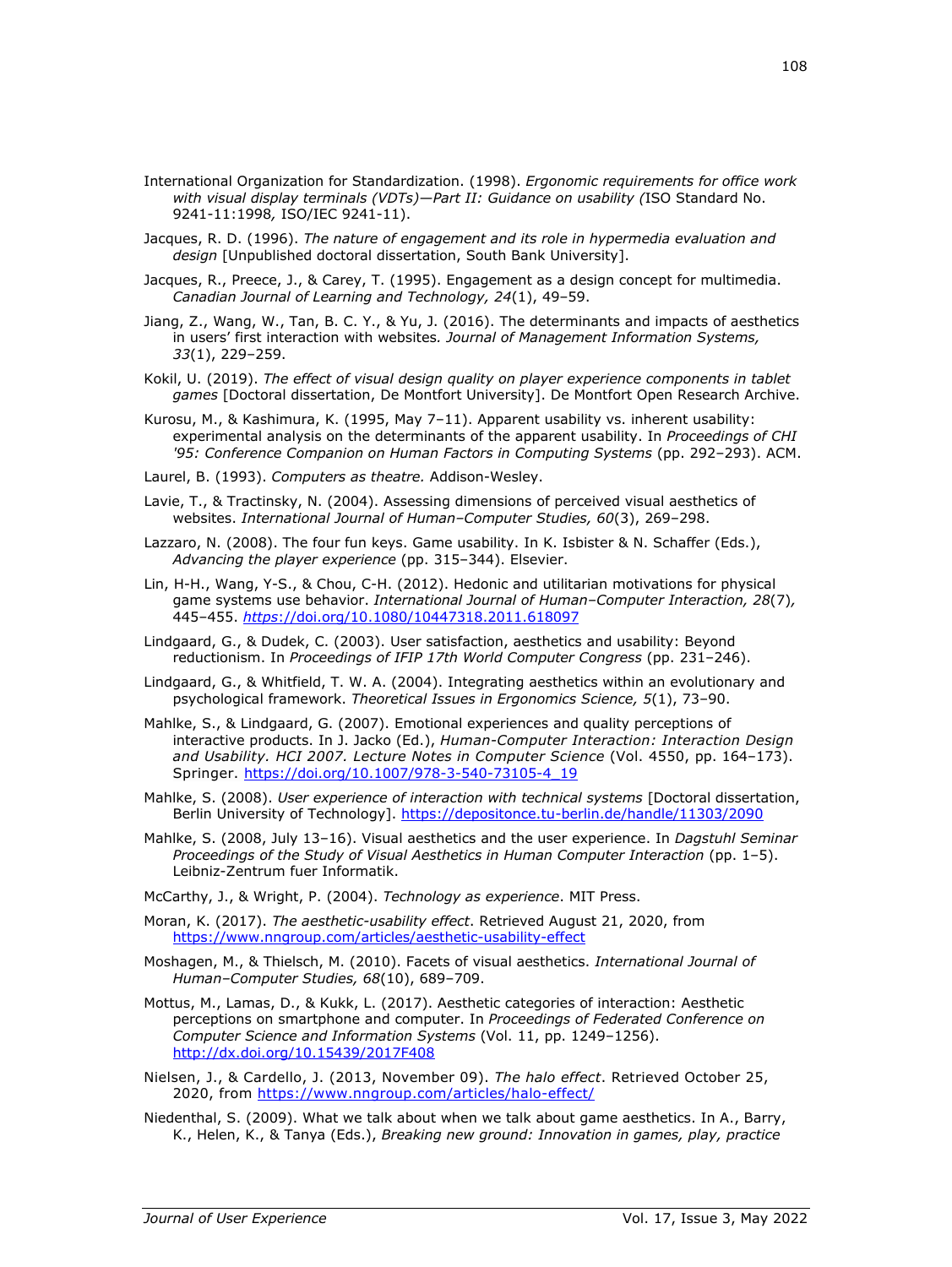International Organization for Standardization. (1998). *Ergonomic requirements for office work with visual display terminals (VDTs)—Part II: Guidance on usability (*ISO Standard No. 9241-11:1998*,* ISO/IEC 9241-11).

Jacques, R. D. (1996). *The nature of engagement and its role in hypermedia evaluation and design* [Unpublished doctoral dissertation, South Bank University].

Jacques, R., Preece, J., & Carey, T. (1995). Engagement as a design concept for multimedia. *Canadian Journal of Learning and Technology, 24*(1), 49–59.

Jiang, Z., Wang, W., Tan, B. C. Y., & Yu, J. (2016). The determinants and impacts of aesthetics in users' first interaction with websites*. Journal of Management Information Systems, 33*(1), 229–259.

Kokil, U. (2019). *The effect of visual design quality on player experience components in tablet games* [Doctoral dissertation, De Montfort University]. De Montfort Open Research Archive.

Kurosu, M., & Kashimura, K. (1995, May 7–11). Apparent usability vs. inherent usability: experimental analysis on the determinants of the apparent usability. In *Proceedings of CHI '95: Conference Companion on Human Factors in Computing Systems* (pp. 292–293). ACM.

Laurel, B. (1993). *Computers as theatre.* Addison-Wesley.

Lavie, T., & Tractinsky, N. (2004). Assessing dimensions of perceived visual aesthetics of websites. *International Journal of Human–Computer Studies, 60*(3), 269–298.

Lazzaro, N. (2008). The four fun keys. Game usability. In K. Isbister & N. Schaffer (Eds.), *Advancing the player experience* (pp. 315–344). Elsevier.

Lin, H-H., Wang, Y-S., & Chou, C-H. (2012). Hedonic and utilitarian motivations for physical game systems use behavior. *International Journal of Human–Computer Interaction, 28*(7)*,* 445–455. *https*://doi.org/10.1080/10447318.2011.618097

Lindgaard, G., & Dudek, C. (2003). User satisfaction, aesthetics and usability: Beyond reductionism. In *Proceedings of IFIP 17th World Computer Congress* (pp. 231–246).

Lindgaard, G., & Whitfield, T. W. A. (2004). Integrating aesthetics within an evolutionary and psychological framework. *Theoretical Issues in Ergonomics Science, 5*(1), 73–90.

Mahlke, S., & Lindgaard, G. (2007). Emotional experiences and quality perceptions of interactive products. In J. Jacko (Ed.), *Human-Computer Interaction: Interaction Design and Usability. HCI 2007. Lecture Notes in Computer Science* (Vol. 4550, pp. 164–173). Springer. https://doi.org/10.1007/978-3-540-73105-4_19

Mahlke, S. (2008). *User experience of interaction with technical systems* [Doctoral dissertation, Berlin University of Technology]. https://depositonce.tu-berlin.de/handle/11303/2090

Mahlke, S. (2008, July 13–16). Visual aesthetics and the user experience. In *Dagstuhl Seminar Proceedings of the Study of Visual Aesthetics in Human Computer Interaction* (pp. 1–5). Leibniz-Zentrum fuer Informatik.

McCarthy, J., & Wright, P. (2004). *Technology as experience*. MIT Press.

Moran, K. (2017). *The aesthetic-usability effect*. Retrieved August 21, 2020, from https://www.nngroup.com/articles/aesthetic-usability-effect

Moshagen, M., & Thielsch, M. (2010). Facets of visual aesthetics. *International Journal of Human–Computer Studies, 68*(10), 689–709.

Mottus, M., Lamas, D., & Kukk, L. (2017). Aesthetic categories of interaction: Aesthetic perceptions on smartphone and computer. In *Proceedings of Federated Conference on Computer Science and Information Systems* (Vol. 11, pp. 1249–1256). http://dx.doi.org/10.15439/2017F408

Nielsen, J., & Cardello, J. (2013, November 09). *The halo effect*. Retrieved October 25, 2020, from https://www.nngroup.com/articles/halo-effect/

Niedenthal, S. (2009). What we talk about when we talk about game aesthetics. In A., Barry, K., Helen, K., & Tanya (Eds.), *Breaking new ground: Innovation in games, play, practice*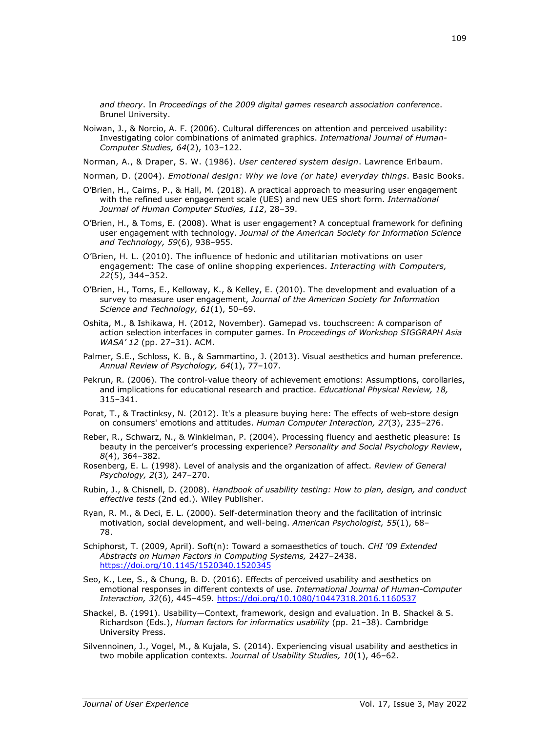*and theory*. In *Proceedings of the 2009 digital games research association conference*. Brunel University.

Noiwan, J., & Norcio, A. F. (2006). Cultural differences on attention and perceived usability: Investigating color combinations of animated graphics. *International Journal of Human-Computer Studies, 64*(2), 103–122.

Norman, A., & Draper, S. W. (1986). *User centered system design*. Lawrence Erlbaum.

Norman, D. (2004). *Emotional design: Why we love (or hate) everyday things*. Basic Books.

O'Brien, H., Cairns, P., & Hall, M. (2018). A practical approach to measuring user engagement with the refined user engagement scale (UES) and new UES short form. *International Journal of Human Computer Studies, 112*, 28–39.

O'Brien, H., & Toms, E. (2008). What is user engagement? A conceptual framework for defining user engagement with technology. *Journal of the American Society for Information Science and Technology, 59*(6), 938–955.

O'Brien, H. L. (2010). The influence of hedonic and utilitarian motivations on user engagement: The case of online shopping experiences. *Interacting with Computers, 22*(5), 344–352.

O'Brien, H., Toms, E., Kelloway, K., & Kelley, E. (2010). The development and evaluation of a survey to measure user engagement, *Journal of the American Society for Information Science and Technology, 61*(1), 50–69.

Oshita, M., & Ishikawa, H. (2012, November). Gamepad vs. touchscreen: A comparison of action selection interfaces in computer games. In *Proceedings of Workshop SIGGRAPH Asia WASA' 12* (pp. 27–31). ACM.

Palmer, S.E., Schloss, K. B., & Sammartino, J. (2013). Visual aesthetics and human preference. *Annual Review of Psychology, 64*(1), 77–107.

Pekrun, R. (2006). The control-value theory of achievement emotions: Assumptions, corollaries, and implications for educational research and practice. *Educational Physical Review, 18,* 315–341.

Porat, T., & Tractinksy, N. (2012). It's a pleasure buying here: The effects of web-store design on consumers' emotions and attitudes. *Human Computer Interaction, 27*(3), 235–276.

Reber, R., Schwarz, N., & Winkielman, P. (2004). Processing fluency and aesthetic pleasure: Is beauty in the perceiver's processing experience? *Personality and Social Psychology Review*, *8*(4), 364–382.

Rosenberg, E. L. (1998). Level of analysis and the organization of affect. *Review of General Psychology, 2*(3)*,* 247–270.

Rubin, J., & Chisnell, D. (2008). *Handbook of usability testing: How to plan, design, and conduct effective tests* (2nd ed.). Wiley Publisher.

Ryan, R. M., & Deci, E. L. (2000). Self-determination theory and the facilitation of intrinsic motivation, social development, and well-being. *American Psychologist, 55*(1), 68–78.

Schiphorst, T. (2009, April). Soft(n): Toward a somaesthetics of touch. *CHI '09 Extended Abstracts on Human Factors in Computing Systems,* 2427–2438. https://doi.org/10.1145/1520340.1520345

Seo, K., Lee, S., & Chung, B. D. (2016). Effects of perceived usability and aesthetics on emotional responses in different contexts of use. *International Journal of Human-Computer Interaction, 32*(6), 445–459. https://doi.org/10.1080/10447318.2016.1160537

Shackel, B. (1991). Usability—Context, framework, design and evaluation. In B. Shackel & S. Richardson (Eds.), *Human factors for informatics usability* (pp. 21–38). Cambridge University Press.

Silvennoinen, J., Vogel, M., & Kujala, S. (2014). Experiencing visual usability and aesthetics in two mobile application contexts. *Journal of Usability Studies, 10*(1), 46–62.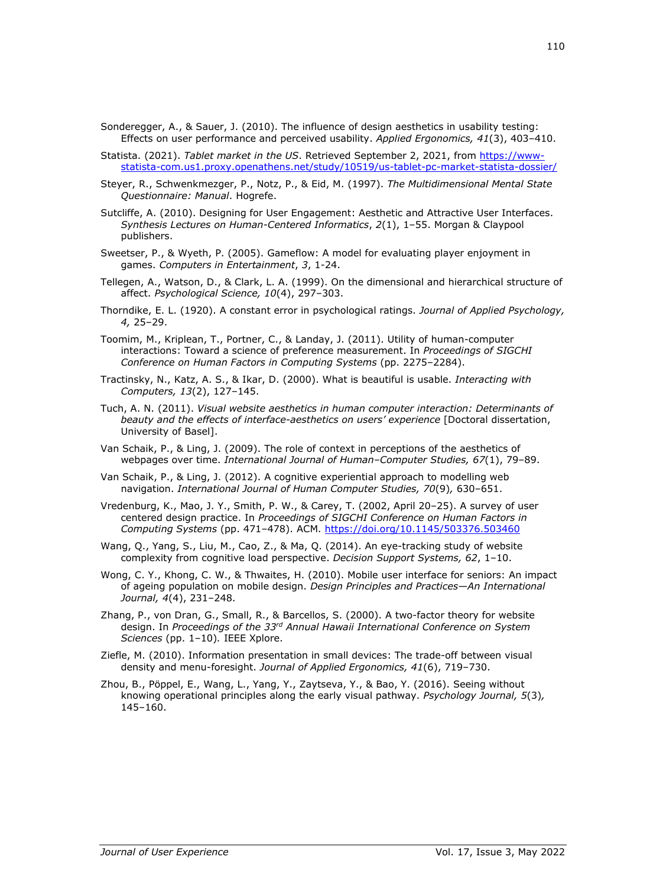Sonderegger, A., & Sauer, J. (2010). The influence of design aesthetics in usability testing: Effects on user performance and perceived usability. *Applied Ergonomics, 41*(3), 403–410.

Statista. (2021). *Tablet market in the US*. Retrieved September 2, 2021, from https://www-statista-com.us1.proxy.openathens.net/study/10519/us-tablet-pc-market-statista-dossier/

Steyer, R., Schwenkmezger, P., Notz, P., & Eid, M. (1997). *The Multidimensional Mental State Questionnaire: Manual*. Hogrefe.

Sutcliffe, A. (2010). Designing for User Engagement: Aesthetic and Attractive User Interfaces. *Synthesis Lectures on Human-Centered Informatics*, *2*(1), 1–55. Morgan & Claypool publishers.

Sweetser, P., & Wyeth, P. (2005). Gameflow: A model for evaluating player enjoyment in games. *Computers in Entertainment*, *3*, 1-24.

Tellegen, A., Watson, D., & Clark, L. A. (1999). On the dimensional and hierarchical structure of affect. *Psychological Science, 10*(4), 297–303.

Thorndike, E. L. (1920). A constant error in psychological ratings. *Journal of Applied Psychology, 4,* 25–29.

Toomim, M., Kriplean, T., Portner, C., & Landay, J. (2011). Utility of human-computer interactions: Toward a science of preference measurement. In *Proceedings of SIGCHI Conference on Human Factors in Computing Systems* (pp. 2275–2284).

Tractinsky, N., Katz, A. S., & Ikar, D. (2000). What is beautiful is usable. *Interacting with Computers, 13*(2), 127–145.

Tuch, A. N. (2011). *Visual website aesthetics in human computer interaction: Determinants of beauty and the effects of interface-aesthetics on users' experience* [Doctoral dissertation, University of Basel].

Van Schaik, P., & Ling, J. (2009). The role of context in perceptions of the aesthetics of webpages over time. *International Journal of Human–Computer Studies, 67*(1), 79–89.

Van Schaik, P., & Ling, J. (2012). A cognitive experiential approach to modelling web navigation. *International Journal of Human Computer Studies, 70*(9)*,* 630–651.

Vredenburg, K., Mao, J. Y., Smith, P. W., & Carey, T. (2002, April 20–25). A survey of user centered design practice. In *Proceedings of SIGCHI Conference on Human Factors in Computing Systems* (pp. 471–478). ACM. https://doi.org/10.1145/503376.503460

Wang, Q., Yang, S., Liu, M., Cao, Z., & Ma, Q. (2014). An eye-tracking study of website complexity from cognitive load perspective. *Decision Support Systems, 62*, 1–10.

Wong, C. Y., Khong, C. W., & Thwaites, H. (2010). Mobile user interface for seniors: An impact of ageing population on mobile design. *Design Principles and Practices—An International Journal, 4*(4), 231–248.

Zhang, P., von Dran, G., Small, R., & Barcellos, S. (2000). A two-factor theory for website design. In *Proceedings of the 33rd Annual Hawaii International Conference on System Sciences* (pp. 1–10)*.* IEEE Xplore.

Ziefle, M. (2010). Information presentation in small devices: The trade-off between visual density and menu-foresight. *Journal of Applied Ergonomics, 41*(6), 719–730.

Zhou, B., Pöppel, E., Wang, L., Yang, Y., Zaytseva, Y., & Bao, Y. (2016). Seeing without knowing operational principles along the early visual pathway. *Psychology Journal, 5*(3)*,* 145–160.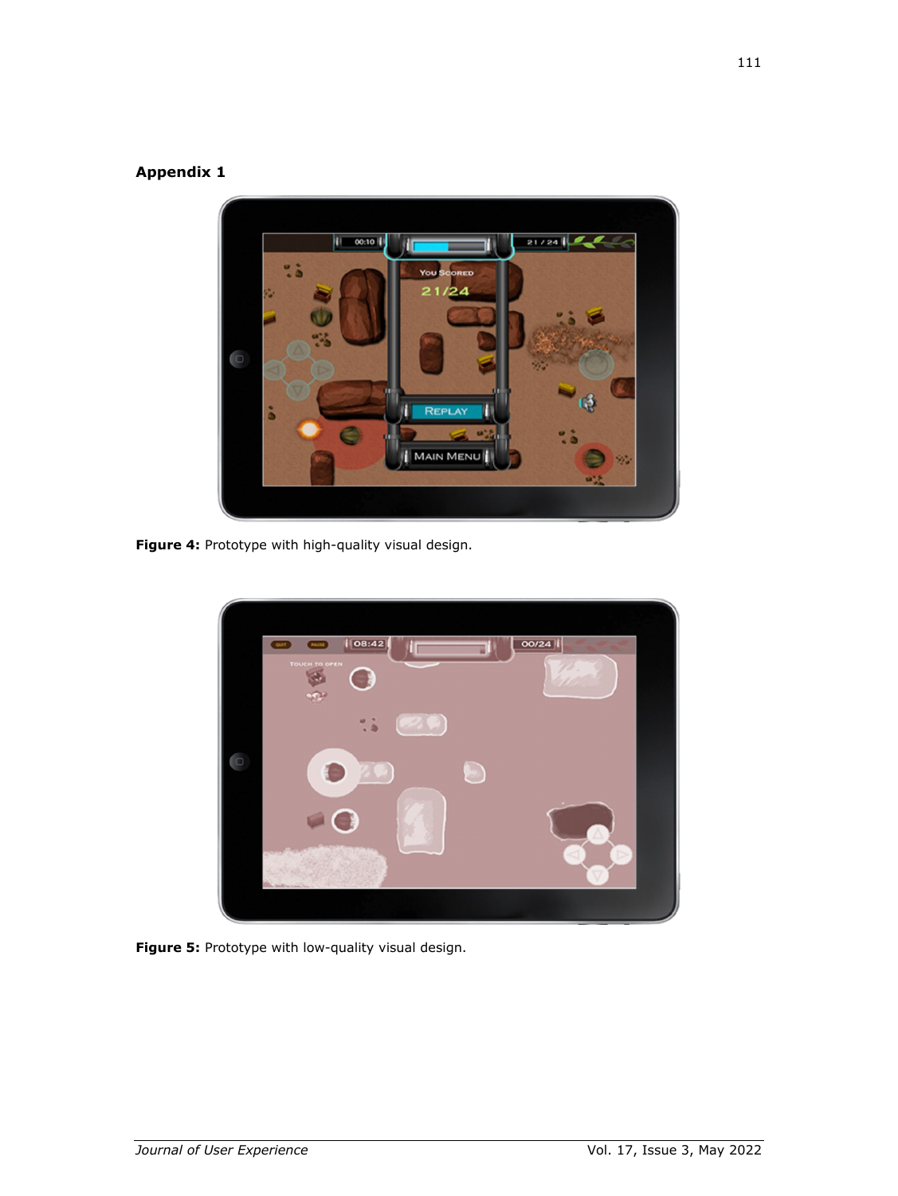**Appendix 1**

**Figure 4:** Prototype with high-quality visual design.

**Figure 5:** Prototype with low-quality visual design.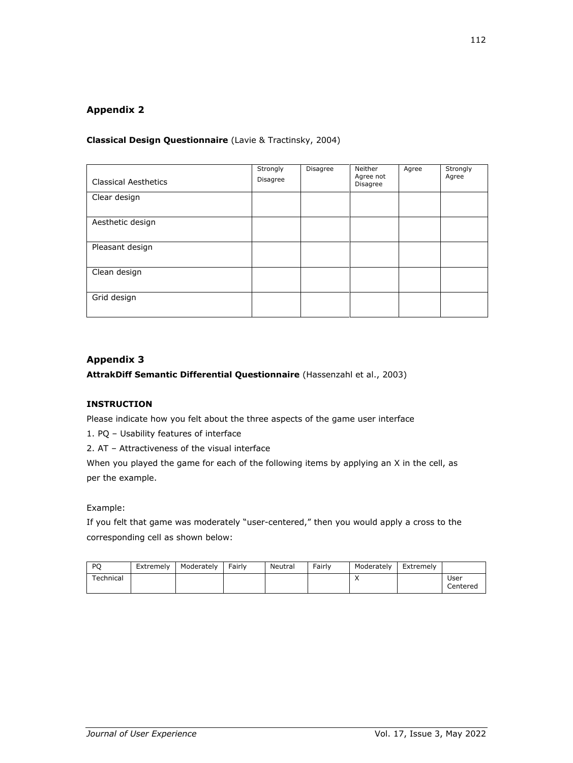## Appendix 2

**Classical Design Questionnaire** (Lavie & Tractinsky, 2004)

| Classical Aesthetics | Strongly Disagree | Disagree | Neither Agree not Disagree | Agree | Strongly Agree |
|---|---|---|---|---|---|
| Clear design | | | | | |
| Aesthetic design | | | | | |
| Pleasant design | | | | | |
| Clean design | | | | | |
| Grid design | | | | | |

## Appendix 3

**AttrakDiff Semantic Differential Questionnaire** (Hassenzahl et al., 2003)

**INSTRUCTION**

Please indicate how you felt about the three aspects of the game user interface

1. PQ – Usability features of interface
2. AT – Attractiveness of the visual interface

When you played the game for each of the following items by applying an X in the cell, as per the example.

Example:

If you felt that game was moderately "user-centered," then you would apply a cross to the corresponding cell as shown below:

| PQ | Extremely | Moderately | Fairly | Neutral | Fairly | Moderately | Extremely | |
|---|---|---|---|---|---|---|---|---|
| Technical | | | | | | X | | User Centered |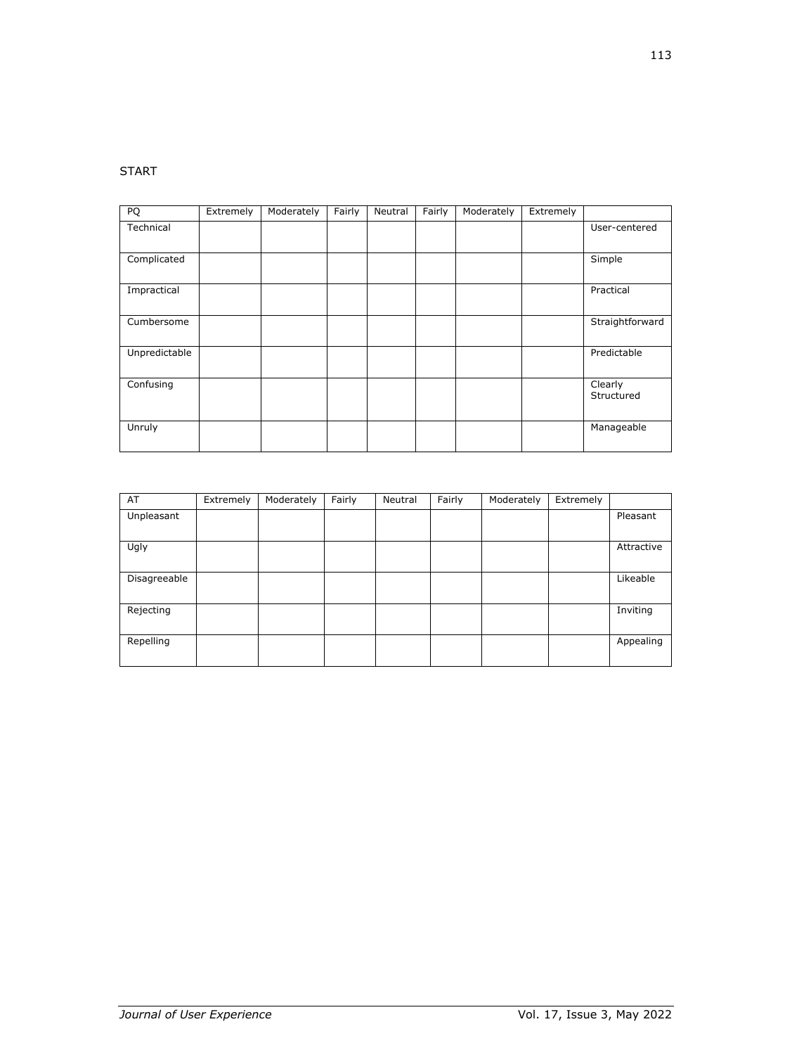START

| PQ | Extremely | Moderately | Fairly | Neutral | Fairly | Moderately | Extremely | |
|---|---|---|---|---|---|---|---|---|
| Technical | | | | | | | | User-centered |
| Complicated | | | | | | | | Simple |
| Impractical | | | | | | | | Practical |
| Cumbersome | | | | | | | | Straightforward |
| Unpredictable | | | | | | | | Predictable |
| Confusing | | | | | | | | Clearly Structured |
| Unruly | | | | | | | | Manageable |

| AT | Extremely | Moderately | Fairly | Neutral | Fairly | Moderately | Extremely | |
|---|---|---|---|---|---|---|---|---|
| Unpleasant | | | | | | | | Pleasant |
| Ugly | | | | | | | | Attractive |
| Disagreeable | | | | | | | | Likeable |
| Rejecting | | | | | | | | Inviting |
| Repelling | | | | | | | | Appealing |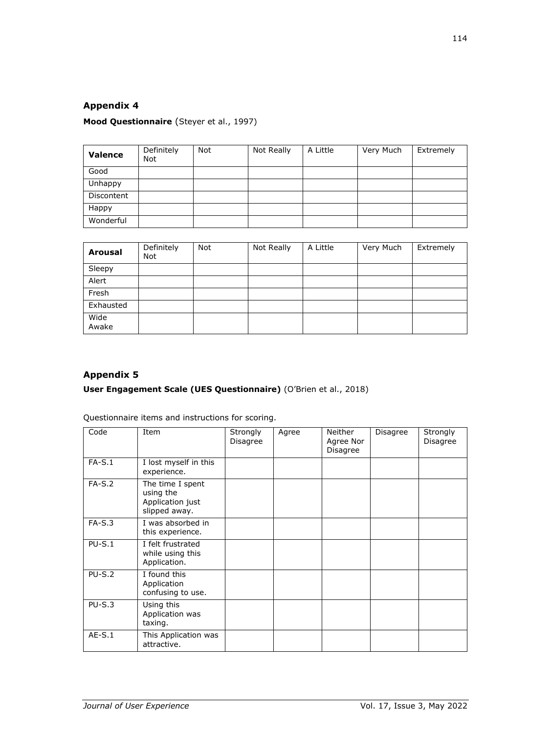## Appendix 4

**Mood Questionnaire** (Steyer et al., 1997)

| **Valence** | Definitely Not | Not | Not Really | A Little | Very Much | Extremely |
|---|---|---|---|---|---|---|
| Good | | | | | | |
| Unhappy | | | | | | |
| Discontent | | | | | | |
| Happy | | | | | | |
| Wonderful | | | | | | |

| **Arousal** | Definitely Not | Not | Not Really | A Little | Very Much | Extremely |
|---|---|---|---|---|---|---|
| Sleepy | | | | | | |
| Alert | | | | | | |
| Fresh | | | | | | |
| Exhausted | | | | | | |
| Wide Awake | | | | | | |

## Appendix 5

**User Engagement Scale (UES Questionnaire)** (O'Brien et al., 2018)

Questionnaire items and instructions for scoring.

| Code | Item | Strongly Disagree | Agree | Neither Agree Nor Disagree | Disagree | Strongly Disagree |
|---|---|---|---|---|---|---|
| FA-S.1 | I lost myself in this experience. | | | | | |
| FA-S.2 | The time I spent using the Application just slipped away. | | | | | |
| FA-S.3 | I was absorbed in this experience. | | | | | |
| PU-S.1 | I felt frustrated while using this Application. | | | | | |
| PU-S.2 | I found this Application confusing to use. | | | | | |
| PU-S.3 | Using this Application was taxing. | | | | | |
| AE-S.1 | This Application was attractive. | | | | | |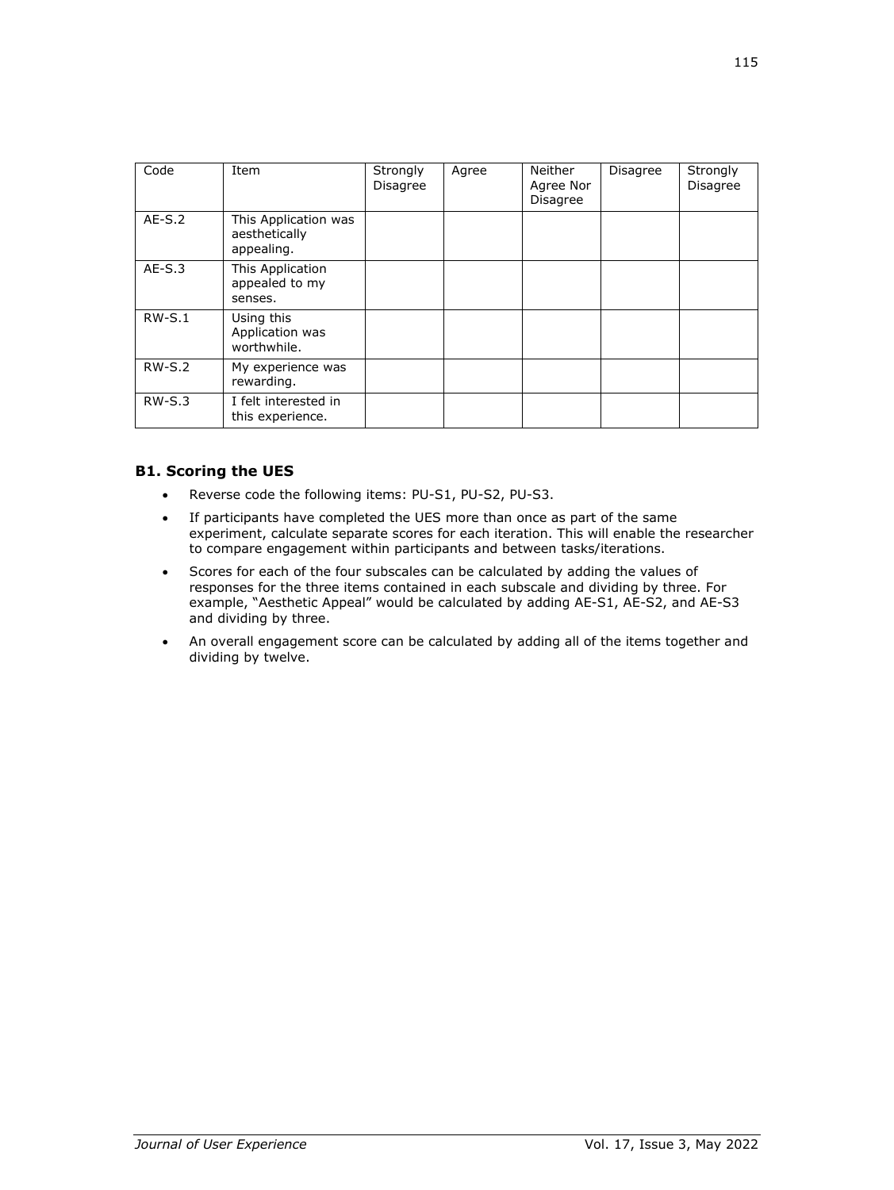| Code | Item | Strongly Disagree | Agree | Neither Agree Nor Disagree | Disagree | Strongly Disagree |
|---|---|---|---|---|---|---|
| AE-S.2 | This Application was aesthetically appealing. | | | | | |
| AE-S.3 | This Application appealed to my senses. | | | | | |
| RW-S.1 | Using this Application was worthwhile. | | | | | |
| RW-S.2 | My experience was rewarding. | | | | | |
| RW-S.3 | I felt interested in this experience. | | | | | |

### B1. Scoring the UES

- Reverse code the following items: PU-S1, PU-S2, PU-S3.
- If participants have completed the UES more than once as part of the same experiment, calculate separate scores for each iteration. This will enable the researcher to compare engagement within participants and between tasks/iterations.
- Scores for each of the four subscales can be calculated by adding the values of responses for the three items contained in each subscale and dividing by three. For example, "Aesthetic Appeal" would be calculated by adding AE-S1, AE-S2, and AE-S3 and dividing by three.
- An overall engagement score can be calculated by adding all of the items together and dividing by twelve.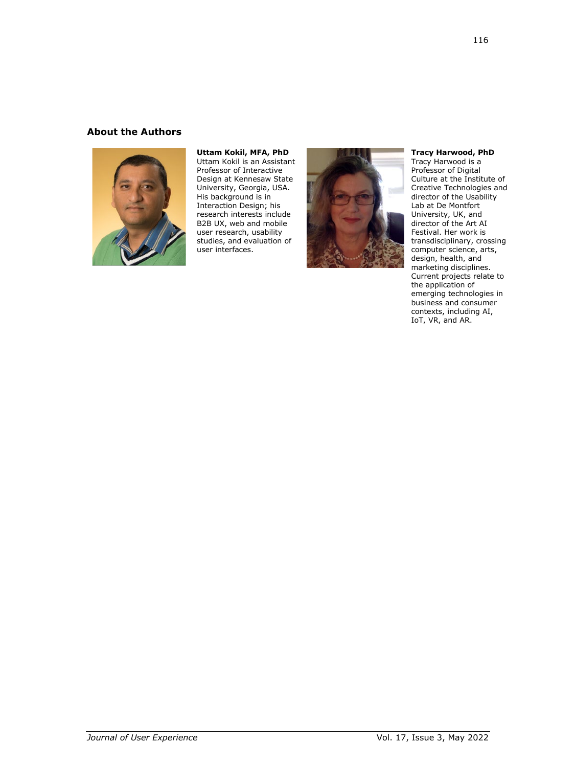## About the Authors

**Uttam Kokil, MFA, PhD**
Uttam Kokil is an Assistant Professor of Interactive Design at Kennesaw State University, Georgia, USA. His background is in Interaction Design; his research interests include B2B UX, web and mobile user research, usability studies, and evaluation of user interfaces.

**Tracy Harwood, PhD**
Tracy Harwood is a Professor of Digital Culture at the Institute of Creative Technologies and director of the Usability Lab at De Montfort University, UK, and director of the Art AI Festival. Her work is transdisciplinary, crossing computer science, arts, design, health, and marketing disciplines. Current projects relate to the application of emerging technologies in business and consumer contexts, including AI, IoT, VR, and AR.